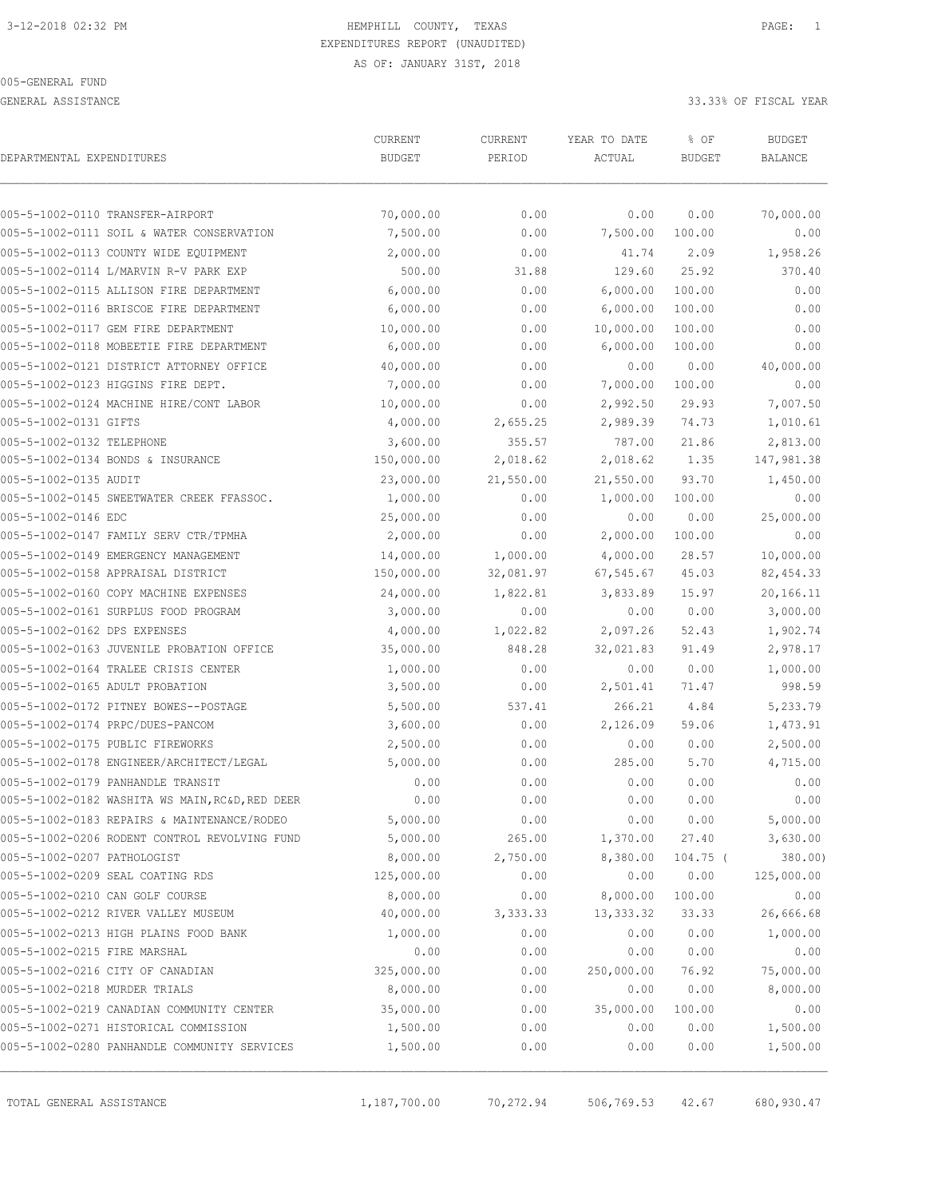HEMPHILL COUNTY, TEXAS
EXPENDITURES REPORT (UNAUDITED)
AS OF: JANUARY 31ST, 2018

3-12-2018 02:32 PM

005-GENERAL FUND

GENERAL ASSISTANCE

33.33% OF FISCAL YEAR

| DEPARTMENTAL EXPENDITURES | CURRENT BUDGET | CURRENT PERIOD | YEAR TO DATE ACTUAL | % OF BUDGET | BUDGET BALANCE |
|---|---|---|---|---|---|
| 005-5-1002-0110 TRANSFER-AIRPORT | 70,000.00 | 0.00 | 0.00 | 0.00 | 70,000.00 |
| 005-5-1002-0111 SOIL & WATER CONSERVATION | 7,500.00 | 0.00 | 7,500.00 | 100.00 | 0.00 |
| 005-5-1002-0113 COUNTY WIDE EQUIPMENT | 2,000.00 | 0.00 | 41.74 | 2.09 | 1,958.26 |
| 005-5-1002-0114 L/MARVIN R-V PARK EXP | 500.00 | 31.88 | 129.60 | 25.92 | 370.40 |
| 005-5-1002-0115 ALLISON FIRE DEPARTMENT | 6,000.00 | 0.00 | 6,000.00 | 100.00 | 0.00 |
| 005-5-1002-0116 BRISCOE FIRE DEPARTMENT | 6,000.00 | 0.00 | 6,000.00 | 100.00 | 0.00 |
| 005-5-1002-0117 GEM FIRE DEPARTMENT | 10,000.00 | 0.00 | 10,000.00 | 100.00 | 0.00 |
| 005-5-1002-0118 MOBEETIE FIRE DEPARTMENT | 6,000.00 | 0.00 | 6,000.00 | 100.00 | 0.00 |
| 005-5-1002-0121 DISTRICT ATTORNEY OFFICE | 40,000.00 | 0.00 | 0.00 | 0.00 | 40,000.00 |
| 005-5-1002-0123 HIGGINS FIRE DEPT. | 7,000.00 | 0.00 | 7,000.00 | 100.00 | 0.00 |
| 005-5-1002-0124 MACHINE HIRE/CONT LABOR | 10,000.00 | 0.00 | 2,992.50 | 29.93 | 7,007.50 |
| 005-5-1002-0131 GIFTS | 4,000.00 | 2,655.25 | 2,989.39 | 74.73 | 1,010.61 |
| 005-5-1002-0132 TELEPHONE | 3,600.00 | 355.57 | 787.00 | 21.86 | 2,813.00 |
| 005-5-1002-0134 BONDS & INSURANCE | 150,000.00 | 2,018.62 | 2,018.62 | 1.35 | 147,981.38 |
| 005-5-1002-0135 AUDIT | 23,000.00 | 21,550.00 | 21,550.00 | 93.70 | 1,450.00 |
| 005-5-1002-0145 SWEETWATER CREEK FFASSOC. | 1,000.00 | 0.00 | 1,000.00 | 100.00 | 0.00 |
| 005-5-1002-0146 EDC | 25,000.00 | 0.00 | 0.00 | 0.00 | 25,000.00 |
| 005-5-1002-0147 FAMILY SERV CTR/TPMHA | 2,000.00 | 0.00 | 2,000.00 | 100.00 | 0.00 |
| 005-5-1002-0149 EMERGENCY MANAGEMENT | 14,000.00 | 1,000.00 | 4,000.00 | 28.57 | 10,000.00 |
| 005-5-1002-0158 APPRAISAL DISTRICT | 150,000.00 | 32,081.97 | 67,545.67 | 45.03 | 82,454.33 |
| 005-5-1002-0160 COPY MACHINE EXPENSES | 24,000.00 | 1,822.81 | 3,833.89 | 15.97 | 20,166.11 |
| 005-5-1002-0161 SURPLUS FOOD PROGRAM | 3,000.00 | 0.00 | 0.00 | 0.00 | 3,000.00 |
| 005-5-1002-0162 DPS EXPENSES | 4,000.00 | 1,022.82 | 2,097.26 | 52.43 | 1,902.74 |
| 005-5-1002-0163 JUVENILE PROBATION OFFICE | 35,000.00 | 848.28 | 32,021.83 | 91.49 | 2,978.17 |
| 005-5-1002-0164 TRALEE CRISIS CENTER | 1,000.00 | 0.00 | 0.00 | 0.00 | 1,000.00 |
| 005-5-1002-0165 ADULT PROBATION | 3,500.00 | 0.00 | 2,501.41 | 71.47 | 998.59 |
| 005-5-1002-0172 PITNEY BOWES--POSTAGE | 5,500.00 | 537.41 | 266.21 | 4.84 | 5,233.79 |
| 005-5-1002-0174 PRPC/DUES-PANCOM | 3,600.00 | 0.00 | 2,126.09 | 59.06 | 1,473.91 |
| 005-5-1002-0175 PUBLIC FIREWORKS | 2,500.00 | 0.00 | 0.00 | 0.00 | 2,500.00 |
| 005-5-1002-0178 ENGINEER/ARCHITECT/LEGAL | 5,000.00 | 0.00 | 285.00 | 5.70 | 4,715.00 |
| 005-5-1002-0179 PANHANDLE TRANSIT | 0.00 | 0.00 | 0.00 | 0.00 | 0.00 |
| 005-5-1002-0182 WASHITA WS MAIN,RC&D,RED DEER | 0.00 | 0.00 | 0.00 | 0.00 | 0.00 |
| 005-5-1002-0183 REPAIRS & MAINTENANCE/RODEO | 5,000.00 | 0.00 | 0.00 | 0.00 | 5,000.00 |
| 005-5-1002-0206 RODENT CONTROL REVOLVING FUND | 5,000.00 | 265.00 | 1,370.00 | 27.40 | 3,630.00 |
| 005-5-1002-0207 PATHOLOGIST | 8,000.00 | 2,750.00 | 8,380.00 | 104.75 | ( 380.00) |
| 005-5-1002-0209 SEAL COATING RDS | 125,000.00 | 0.00 | 0.00 | 0.00 | 125,000.00 |
| 005-5-1002-0210 CAN GOLF COURSE | 8,000.00 | 0.00 | 8,000.00 | 100.00 | 0.00 |
| 005-5-1002-0212 RIVER VALLEY MUSEUM | 40,000.00 | 3,333.33 | 13,333.32 | 33.33 | 26,666.68 |
| 005-5-1002-0213 HIGH PLAINS FOOD BANK | 1,000.00 | 0.00 | 0.00 | 0.00 | 1,000.00 |
| 005-5-1002-0215 FIRE MARSHAL | 0.00 | 0.00 | 0.00 | 0.00 | 0.00 |
| 005-5-1002-0216 CITY OF CANADIAN | 325,000.00 | 0.00 | 250,000.00 | 76.92 | 75,000.00 |
| 005-5-1002-0218 MURDER TRIALS | 8,000.00 | 0.00 | 0.00 | 0.00 | 8,000.00 |
| 005-5-1002-0219 CANADIAN COMMUNITY CENTER | 35,000.00 | 0.00 | 35,000.00 | 100.00 | 0.00 |
| 005-5-1002-0271 HISTORICAL COMMISSION | 1,500.00 | 0.00 | 0.00 | 0.00 | 1,500.00 |
| 005-5-1002-0280 PANHANDLE COMMUNITY SERVICES | 1,500.00 | 0.00 | 0.00 | 0.00 | 1,500.00 |
| TOTAL GENERAL ASSISTANCE | 1,187,700.00 | 70,272.94 | 506,769.53 | 42.67 | 680,930.47 |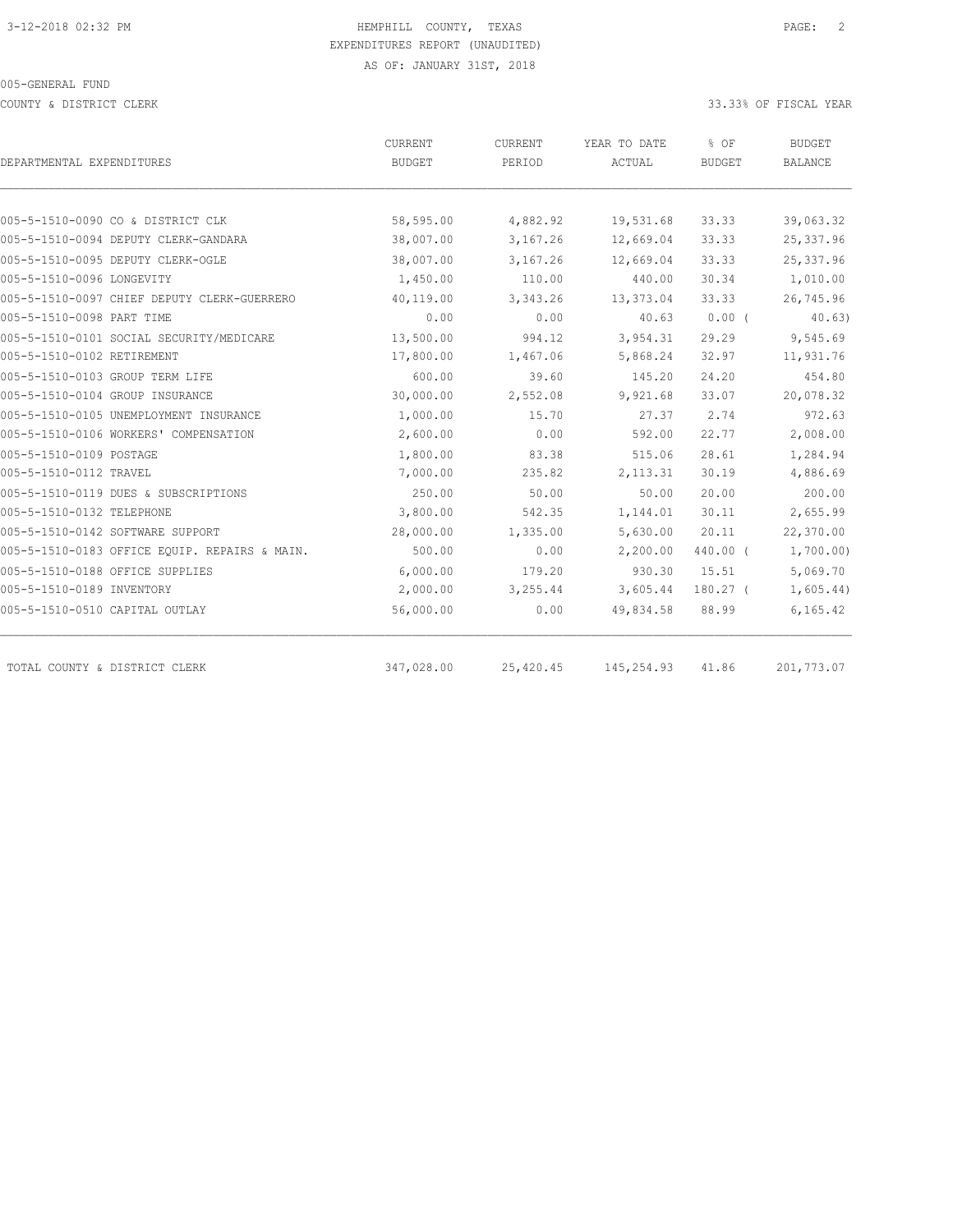HEMPHILL COUNTY, TEXAS
EXPENDITURES REPORT (UNAUDITED)
AS OF: JANUARY 31ST, 2018

005-GENERAL FUND

COUNTY & DISTRICT CLERK — 33.33% OF FISCAL YEAR

| DEPARTMENTAL EXPENDITURES | CURRENT BUDGET | CURRENT PERIOD | YEAR TO DATE ACTUAL | % OF BUDGET | BUDGET BALANCE |
|---|---|---|---|---|---|
| 005-5-1510-0090 CO & DISTRICT CLK | 58,595.00 | 4,882.92 | 19,531.68 | 33.33 | 39,063.32 |
| 005-5-1510-0094 DEPUTY CLERK-GANDARA | 38,007.00 | 3,167.26 | 12,669.04 | 33.33 | 25,337.96 |
| 005-5-1510-0095 DEPUTY CLERK-OGLE | 38,007.00 | 3,167.26 | 12,669.04 | 33.33 | 25,337.96 |
| 005-5-1510-0096 LONGEVITY | 1,450.00 | 110.00 | 440.00 | 30.34 | 1,010.00 |
| 005-5-1510-0097 CHIEF DEPUTY CLERK-GUERRERO | 40,119.00 | 3,343.26 | 13,373.04 | 33.33 | 26,745.96 |
| 005-5-1510-0098 PART TIME | 0.00 | 0.00 | 40.63 | 0.00 ( | 40.63) |
| 005-5-1510-0101 SOCIAL SECURITY/MEDICARE | 13,500.00 | 994.12 | 3,954.31 | 29.29 | 9,545.69 |
| 005-5-1510-0102 RETIREMENT | 17,800.00 | 1,467.06 | 5,868.24 | 32.97 | 11,931.76 |
| 005-5-1510-0103 GROUP TERM LIFE | 600.00 | 39.60 | 145.20 | 24.20 | 454.80 |
| 005-5-1510-0104 GROUP INSURANCE | 30,000.00 | 2,552.08 | 9,921.68 | 33.07 | 20,078.32 |
| 005-5-1510-0105 UNEMPLOYMENT INSURANCE | 1,000.00 | 15.70 | 27.37 | 2.74 | 972.63 |
| 005-5-1510-0106 WORKERS' COMPENSATION | 2,600.00 | 0.00 | 592.00 | 22.77 | 2,008.00 |
| 005-5-1510-0109 POSTAGE | 1,800.00 | 83.38 | 515.06 | 28.61 | 1,284.94 |
| 005-5-1510-0112 TRAVEL | 7,000.00 | 235.82 | 2,113.31 | 30.19 | 4,886.69 |
| 005-5-1510-0119 DUES & SUBSCRIPTIONS | 250.00 | 50.00 | 50.00 | 20.00 | 200.00 |
| 005-5-1510-0132 TELEPHONE | 3,800.00 | 542.35 | 1,144.01 | 30.11 | 2,655.99 |
| 005-5-1510-0142 SOFTWARE SUPPORT | 28,000.00 | 1,335.00 | 5,630.00 | 20.11 | 22,370.00 |
| 005-5-1510-0183 OFFICE EQUIP. REPAIRS & MAIN. | 500.00 | 0.00 | 2,200.00 | 440.00 ( | 1,700.00) |
| 005-5-1510-0188 OFFICE SUPPLIES | 6,000.00 | 179.20 | 930.30 | 15.51 | 5,069.70 |
| 005-5-1510-0189 INVENTORY | 2,000.00 | 3,255.44 | 3,605.44 | 180.27 ( | 1,605.44) |
| 005-5-1510-0510 CAPITAL OUTLAY | 56,000.00 | 0.00 | 49,834.58 | 88.99 | 6,165.42 |
| TOTAL COUNTY & DISTRICT CLERK | 347,028.00 | 25,420.45 | 145,254.93 | 41.86 | 201,773.07 |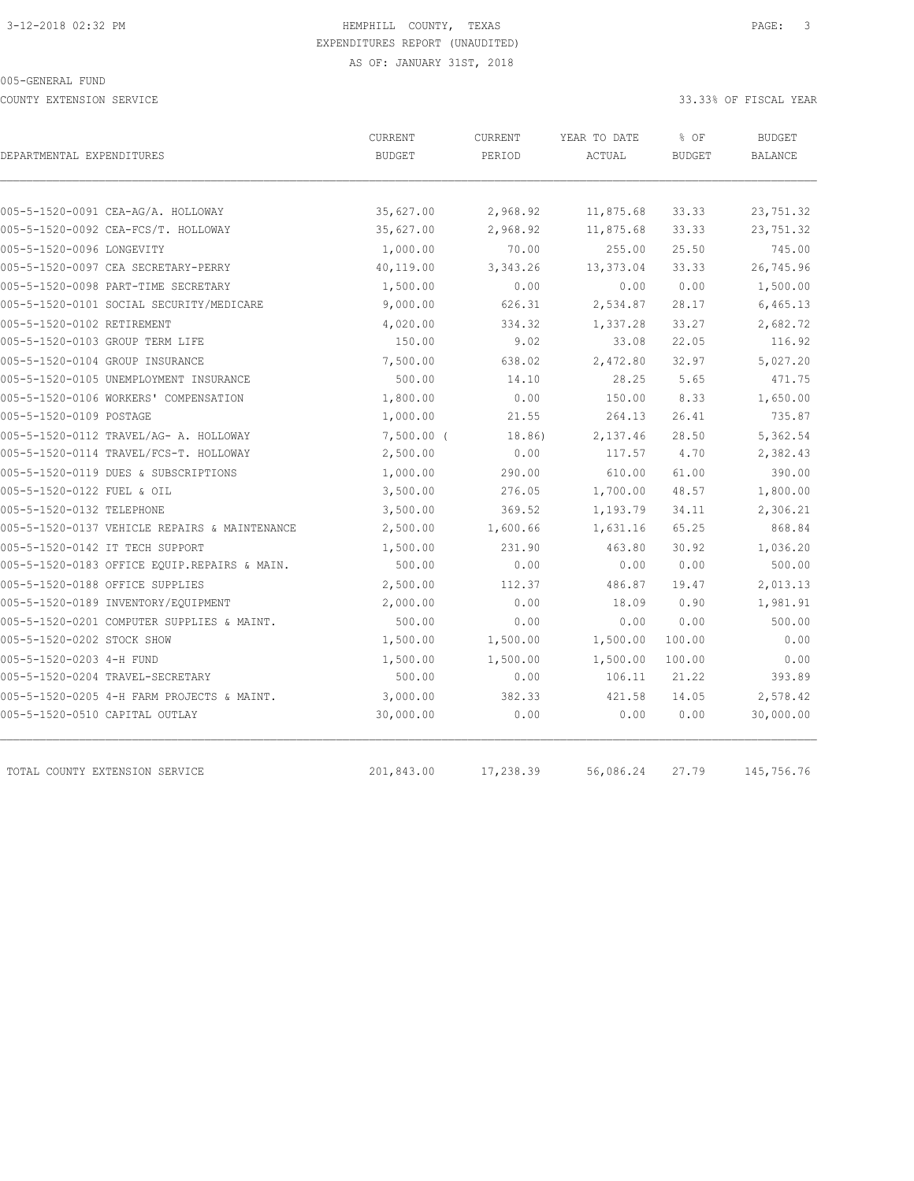HEMPHILL COUNTY, TEXAS
EXPENDITURES REPORT (UNAUDITED)
AS OF: JANUARY 31ST, 2018

005-GENERAL FUND

COUNTY EXTENSION SERVICE — 33.33% OF FISCAL YEAR

| DEPARTMENTAL EXPENDITURES | CURRENT BUDGET | CURRENT PERIOD | YEAR TO DATE ACTUAL | % OF BUDGET | BUDGET BALANCE |
|---|---|---|---|---|---|
| 005-5-1520-0091 CEA-AG/A. HOLLOWAY | 35,627.00 | 2,968.92 | 11,875.68 | 33.33 | 23,751.32 |
| 005-5-1520-0092 CEA-FCS/T. HOLLOWAY | 35,627.00 | 2,968.92 | 11,875.68 | 33.33 | 23,751.32 |
| 005-5-1520-0096 LONGEVITY | 1,000.00 | 70.00 | 255.00 | 25.50 | 745.00 |
| 005-5-1520-0097 CEA SECRETARY-PERRY | 40,119.00 | 3,343.26 | 13,373.04 | 33.33 | 26,745.96 |
| 005-5-1520-0098 PART-TIME SECRETARY | 1,500.00 | 0.00 | 0.00 | 0.00 | 1,500.00 |
| 005-5-1520-0101 SOCIAL SECURITY/MEDICARE | 9,000.00 | 626.31 | 2,534.87 | 28.17 | 6,465.13 |
| 005-5-1520-0102 RETIREMENT | 4,020.00 | 334.32 | 1,337.28 | 33.27 | 2,682.72 |
| 005-5-1520-0103 GROUP TERM LIFE | 150.00 | 9.02 | 33.08 | 22.05 | 116.92 |
| 005-5-1520-0104 GROUP INSURANCE | 7,500.00 | 638.02 | 2,472.80 | 32.97 | 5,027.20 |
| 005-5-1520-0105 UNEMPLOYMENT INSURANCE | 500.00 | 14.10 | 28.25 | 5.65 | 471.75 |
| 005-5-1520-0106 WORKERS' COMPENSATION | 1,800.00 | 0.00 | 150.00 | 8.33 | 1,650.00 |
| 005-5-1520-0109 POSTAGE | 1,000.00 | 21.55 | 264.13 | 26.41 | 735.87 |
| 005-5-1520-0112 TRAVEL/AG- A. HOLLOWAY | 7,500.00 | ( 18.86) | 2,137.46 | 28.50 | 5,362.54 |
| 005-5-1520-0114 TRAVEL/FCS-T. HOLLOWAY | 2,500.00 | 0.00 | 117.57 | 4.70 | 2,382.43 |
| 005-5-1520-0119 DUES & SUBSCRIPTIONS | 1,000.00 | 290.00 | 610.00 | 61.00 | 390.00 |
| 005-5-1520-0122 FUEL & OIL | 3,500.00 | 276.05 | 1,700.00 | 48.57 | 1,800.00 |
| 005-5-1520-0132 TELEPHONE | 3,500.00 | 369.52 | 1,193.79 | 34.11 | 2,306.21 |
| 005-5-1520-0137 VEHICLE REPAIRS & MAINTENANCE | 2,500.00 | 1,600.66 | 1,631.16 | 65.25 | 868.84 |
| 005-5-1520-0142 IT TECH SUPPORT | 1,500.00 | 231.90 | 463.80 | 30.92 | 1,036.20 |
| 005-5-1520-0183 OFFICE EQUIP.REPAIRS & MAIN. | 500.00 | 0.00 | 0.00 | 0.00 | 500.00 |
| 005-5-1520-0188 OFFICE SUPPLIES | 2,500.00 | 112.37 | 486.87 | 19.47 | 2,013.13 |
| 005-5-1520-0189 INVENTORY/EQUIPMENT | 2,000.00 | 0.00 | 18.09 | 0.90 | 1,981.91 |
| 005-5-1520-0201 COMPUTER SUPPLIES & MAINT. | 500.00 | 0.00 | 0.00 | 0.00 | 500.00 |
| 005-5-1520-0202 STOCK SHOW | 1,500.00 | 1,500.00 | 1,500.00 | 100.00 | 0.00 |
| 005-5-1520-0203 4-H FUND | 1,500.00 | 1,500.00 | 1,500.00 | 100.00 | 0.00 |
| 005-5-1520-0204 TRAVEL-SECRETARY | 500.00 | 0.00 | 106.11 | 21.22 | 393.89 |
| 005-5-1520-0205 4-H FARM PROJECTS & MAINT. | 3,000.00 | 382.33 | 421.58 | 14.05 | 2,578.42 |
| 005-5-1520-0510 CAPITAL OUTLAY | 30,000.00 | 0.00 | 0.00 | 0.00 | 30,000.00 |
| TOTAL COUNTY EXTENSION SERVICE | 201,843.00 | 17,238.39 | 56,086.24 | 27.79 | 145,756.76 |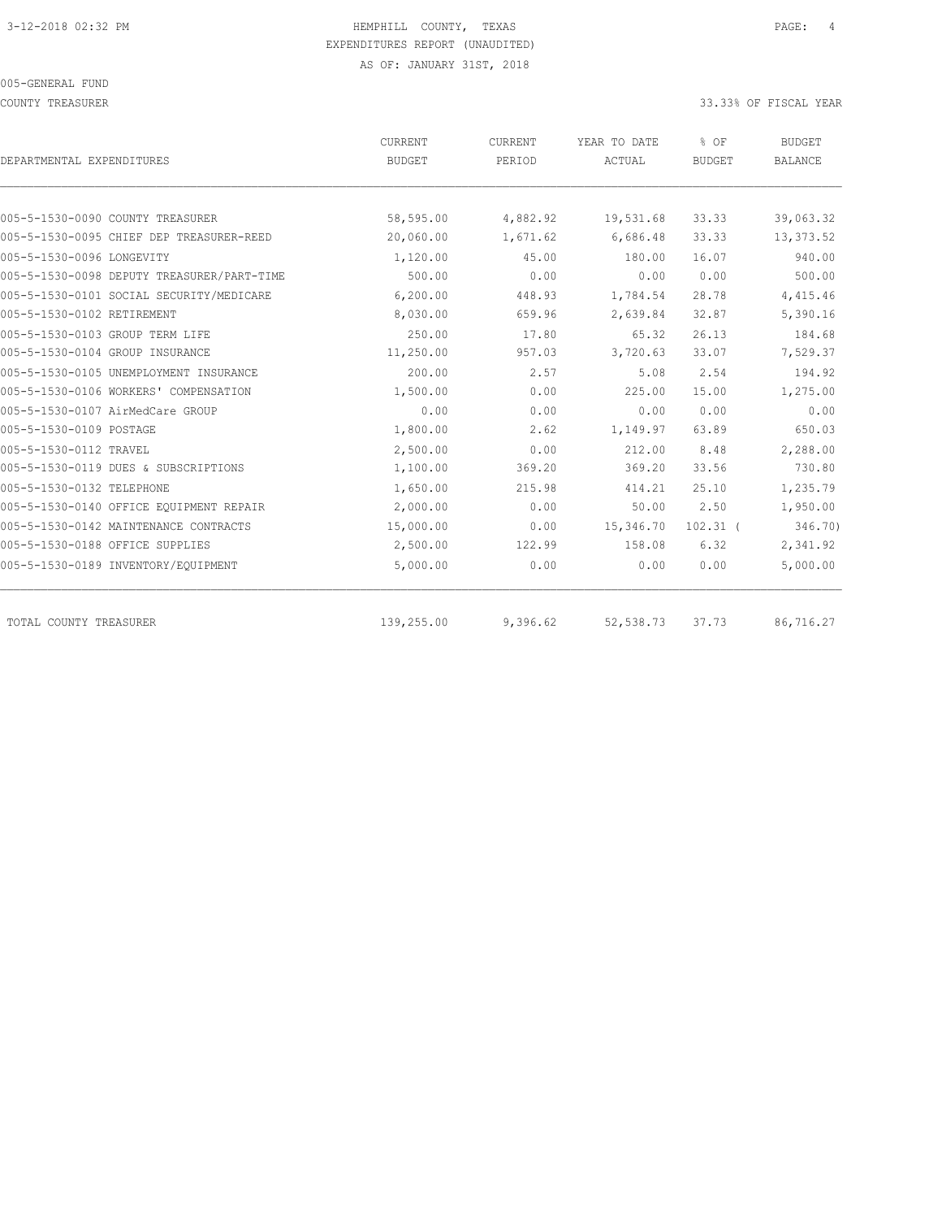HEMPHILL COUNTY, TEXAS
EXPENDITURES REPORT (UNAUDITED)
AS OF: JANUARY 31ST, 2018

005-GENERAL FUND

COUNTY TREASURER — 33.33% OF FISCAL YEAR

| DEPARTMENTAL EXPENDITURES | CURRENT BUDGET | CURRENT PERIOD | YEAR TO DATE ACTUAL | % OF BUDGET | BUDGET BALANCE |
|---|---|---|---|---|---|
| 005-5-1530-0090 COUNTY TREASURER | 58,595.00 | 4,882.92 | 19,531.68 | 33.33 | 39,063.32 |
| 005-5-1530-0095 CHIEF DEP TREASURER-REED | 20,060.00 | 1,671.62 | 6,686.48 | 33.33 | 13,373.52 |
| 005-5-1530-0096 LONGEVITY | 1,120.00 | 45.00 | 180.00 | 16.07 | 940.00 |
| 005-5-1530-0098 DEPUTY TREASURER/PART-TIME | 500.00 | 0.00 | 0.00 | 0.00 | 500.00 |
| 005-5-1530-0101 SOCIAL SECURITY/MEDICARE | 6,200.00 | 448.93 | 1,784.54 | 28.78 | 4,415.46 |
| 005-5-1530-0102 RETIREMENT | 8,030.00 | 659.96 | 2,639.84 | 32.87 | 5,390.16 |
| 005-5-1530-0103 GROUP TERM LIFE | 250.00 | 17.80 | 65.32 | 26.13 | 184.68 |
| 005-5-1530-0104 GROUP INSURANCE | 11,250.00 | 957.03 | 3,720.63 | 33.07 | 7,529.37 |
| 005-5-1530-0105 UNEMPLOYMENT INSURANCE | 200.00 | 2.57 | 5.08 | 2.54 | 194.92 |
| 005-5-1530-0106 WORKERS' COMPENSATION | 1,500.00 | 0.00 | 225.00 | 15.00 | 1,275.00 |
| 005-5-1530-0107 AirMedCare GROUP | 0.00 | 0.00 | 0.00 | 0.00 | 0.00 |
| 005-5-1530-0109 POSTAGE | 1,800.00 | 2.62 | 1,149.97 | 63.89 | 650.03 |
| 005-5-1530-0112 TRAVEL | 2,500.00 | 0.00 | 212.00 | 8.48 | 2,288.00 |
| 005-5-1530-0119 DUES & SUBSCRIPTIONS | 1,100.00 | 369.20 | 369.20 | 33.56 | 730.80 |
| 005-5-1530-0132 TELEPHONE | 1,650.00 | 215.98 | 414.21 | 25.10 | 1,235.79 |
| 005-5-1530-0140 OFFICE EQUIPMENT REPAIR | 2,000.00 | 0.00 | 50.00 | 2.50 | 1,950.00 |
| 005-5-1530-0142 MAINTENANCE CONTRACTS | 15,000.00 | 0.00 | 15,346.70 | 102.31 | ( 346.70) |
| 005-5-1530-0188 OFFICE SUPPLIES | 2,500.00 | 122.99 | 158.08 | 6.32 | 2,341.92 |
| 005-5-1530-0189 INVENTORY/EQUIPMENT | 5,000.00 | 0.00 | 0.00 | 0.00 | 5,000.00 |
| TOTAL COUNTY TREASURER | 139,255.00 | 9,396.62 | 52,538.73 | 37.73 | 86,716.27 |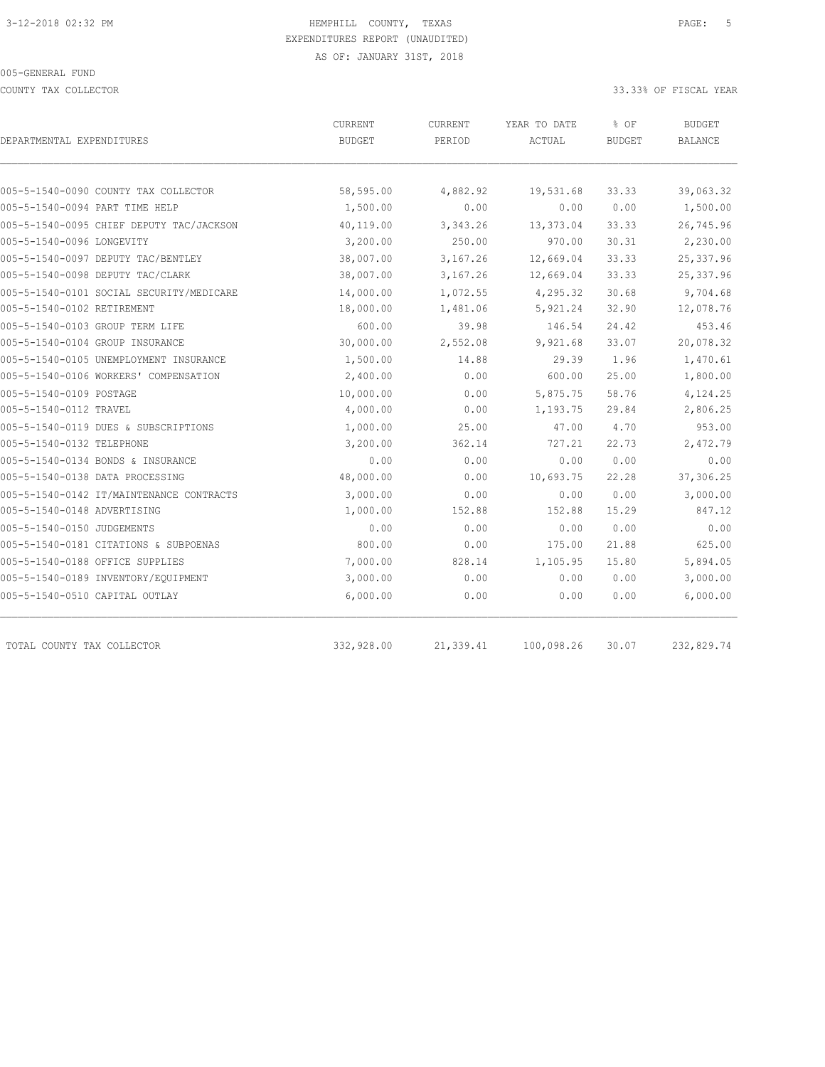HEMPHILL COUNTY, TEXAS
EXPENDITURES REPORT (UNAUDITED)
AS OF: JANUARY 31ST, 2018

005-GENERAL FUND

COUNTY TAX COLLECTOR

33.33% OF FISCAL YEAR

| DEPARTMENTAL EXPENDITURES | CURRENT BUDGET | CURRENT PERIOD | YEAR TO DATE ACTUAL | % OF BUDGET | BUDGET BALANCE |
|---|---|---|---|---|---|
| 005-5-1540-0090 COUNTY TAX COLLECTOR | 58,595.00 | 4,882.92 | 19,531.68 | 33.33 | 39,063.32 |
| 005-5-1540-0094 PART TIME HELP | 1,500.00 | 0.00 | 0.00 | 0.00 | 1,500.00 |
| 005-5-1540-0095 CHIEF DEPUTY TAC/JACKSON | 40,119.00 | 3,343.26 | 13,373.04 | 33.33 | 26,745.96 |
| 005-5-1540-0096 LONGEVITY | 3,200.00 | 250.00 | 970.00 | 30.31 | 2,230.00 |
| 005-5-1540-0097 DEPUTY TAC/BENTLEY | 38,007.00 | 3,167.26 | 12,669.04 | 33.33 | 25,337.96 |
| 005-5-1540-0098 DEPUTY TAC/CLARK | 38,007.00 | 3,167.26 | 12,669.04 | 33.33 | 25,337.96 |
| 005-5-1540-0101 SOCIAL SECURITY/MEDICARE | 14,000.00 | 1,072.55 | 4,295.32 | 30.68 | 9,704.68 |
| 005-5-1540-0102 RETIREMENT | 18,000.00 | 1,481.06 | 5,921.24 | 32.90 | 12,078.76 |
| 005-5-1540-0103 GROUP TERM LIFE | 600.00 | 39.98 | 146.54 | 24.42 | 453.46 |
| 005-5-1540-0104 GROUP INSURANCE | 30,000.00 | 2,552.08 | 9,921.68 | 33.07 | 20,078.32 |
| 005-5-1540-0105 UNEMPLOYMENT INSURANCE | 1,500.00 | 14.88 | 29.39 | 1.96 | 1,470.61 |
| 005-5-1540-0106 WORKERS' COMPENSATION | 2,400.00 | 0.00 | 600.00 | 25.00 | 1,800.00 |
| 005-5-1540-0109 POSTAGE | 10,000.00 | 0.00 | 5,875.75 | 58.76 | 4,124.25 |
| 005-5-1540-0112 TRAVEL | 4,000.00 | 0.00 | 1,193.75 | 29.84 | 2,806.25 |
| 005-5-1540-0119 DUES & SUBSCRIPTIONS | 1,000.00 | 25.00 | 47.00 | 4.70 | 953.00 |
| 005-5-1540-0132 TELEPHONE | 3,200.00 | 362.14 | 727.21 | 22.73 | 2,472.79 |
| 005-5-1540-0134 BONDS & INSURANCE | 0.00 | 0.00 | 0.00 | 0.00 | 0.00 |
| 005-5-1540-0138 DATA PROCESSING | 48,000.00 | 0.00 | 10,693.75 | 22.28 | 37,306.25 |
| 005-5-1540-0142 IT/MAINTENANCE CONTRACTS | 3,000.00 | 0.00 | 0.00 | 0.00 | 3,000.00 |
| 005-5-1540-0148 ADVERTISING | 1,000.00 | 152.88 | 152.88 | 15.29 | 847.12 |
| 005-5-1540-0150 JUDGEMENTS | 0.00 | 0.00 | 0.00 | 0.00 | 0.00 |
| 005-5-1540-0181 CITATIONS & SUBPOENAS | 800.00 | 0.00 | 175.00 | 21.88 | 625.00 |
| 005-5-1540-0188 OFFICE SUPPLIES | 7,000.00 | 828.14 | 1,105.95 | 15.80 | 5,894.05 |
| 005-5-1540-0189 INVENTORY/EQUIPMENT | 3,000.00 | 0.00 | 0.00 | 0.00 | 3,000.00 |
| 005-5-1540-0510 CAPITAL OUTLAY | 6,000.00 | 0.00 | 0.00 | 0.00 | 6,000.00 |
| TOTAL COUNTY TAX COLLECTOR | 332,928.00 | 21,339.41 | 100,098.26 | 30.07 | 232,829.74 |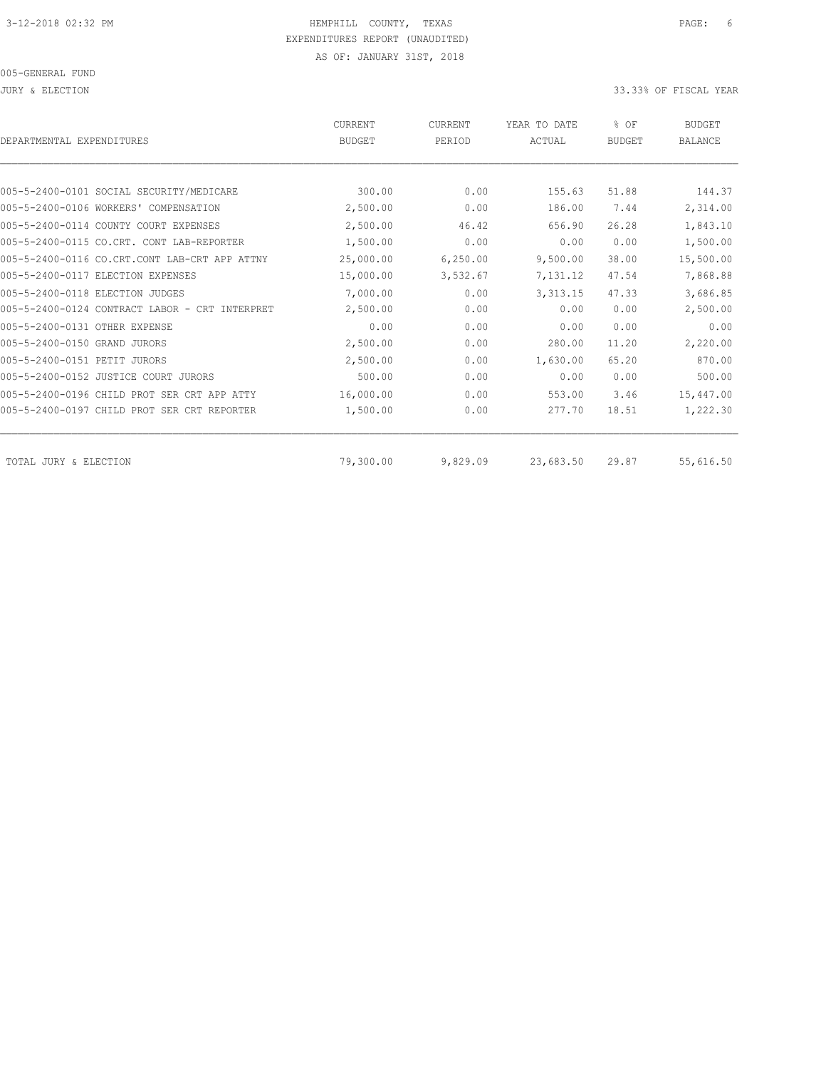3-12-2018 02:32 PM HEMPHILL COUNTY, TEXAS

EXPENDITURES REPORT (UNAUDITED)

AS OF: JANUARY 31ST, 2018

005-GENERAL FUND

JURY & ELECTION 33.33% OF FISCAL YEAR

| DEPARTMENTAL EXPENDITURES | CURRENT BUDGET | CURRENT PERIOD | YEAR TO DATE ACTUAL | % OF BUDGET | BUDGET BALANCE |
|---|---|---|---|---|---|
| 005-5-2400-0101 SOCIAL SECURITY/MEDICARE | 300.00 | 0.00 | 155.63 | 51.88 | 144.37 |
| 005-5-2400-0106 WORKERS' COMPENSATION | 2,500.00 | 0.00 | 186.00 | 7.44 | 2,314.00 |
| 005-5-2400-0114 COUNTY COURT EXPENSES | 2,500.00 | 46.42 | 656.90 | 26.28 | 1,843.10 |
| 005-5-2400-0115 CO.CRT. CONT LAB-REPORTER | 1,500.00 | 0.00 | 0.00 | 0.00 | 1,500.00 |
| 005-5-2400-0116 CO.CRT.CONT LAB-CRT APP ATTNY | 25,000.00 | 6,250.00 | 9,500.00 | 38.00 | 15,500.00 |
| 005-5-2400-0117 ELECTION EXPENSES | 15,000.00 | 3,532.67 | 7,131.12 | 47.54 | 7,868.88 |
| 005-5-2400-0118 ELECTION JUDGES | 7,000.00 | 0.00 | 3,313.15 | 47.33 | 3,686.85 |
| 005-5-2400-0124 CONTRACT LABOR - CRT INTERPRET | 2,500.00 | 0.00 | 0.00 | 0.00 | 2,500.00 |
| 005-5-2400-0131 OTHER EXPENSE | 0.00 | 0.00 | 0.00 | 0.00 | 0.00 |
| 005-5-2400-0150 GRAND JURORS | 2,500.00 | 0.00 | 280.00 | 11.20 | 2,220.00 |
| 005-5-2400-0151 PETIT JURORS | 2,500.00 | 0.00 | 1,630.00 | 65.20 | 870.00 |
| 005-5-2400-0152 JUSTICE COURT JURORS | 500.00 | 0.00 | 0.00 | 0.00 | 500.00 |
| 005-5-2400-0196 CHILD PROT SER CRT APP ATTY | 16,000.00 | 0.00 | 553.00 | 3.46 | 15,447.00 |
| 005-5-2400-0197 CHILD PROT SER CRT REPORTER | 1,500.00 | 0.00 | 277.70 | 18.51 | 1,222.30 |
| TOTAL JURY & ELECTION | 79,300.00 | 9,829.09 | 23,683.50 | 29.87 | 55,616.50 |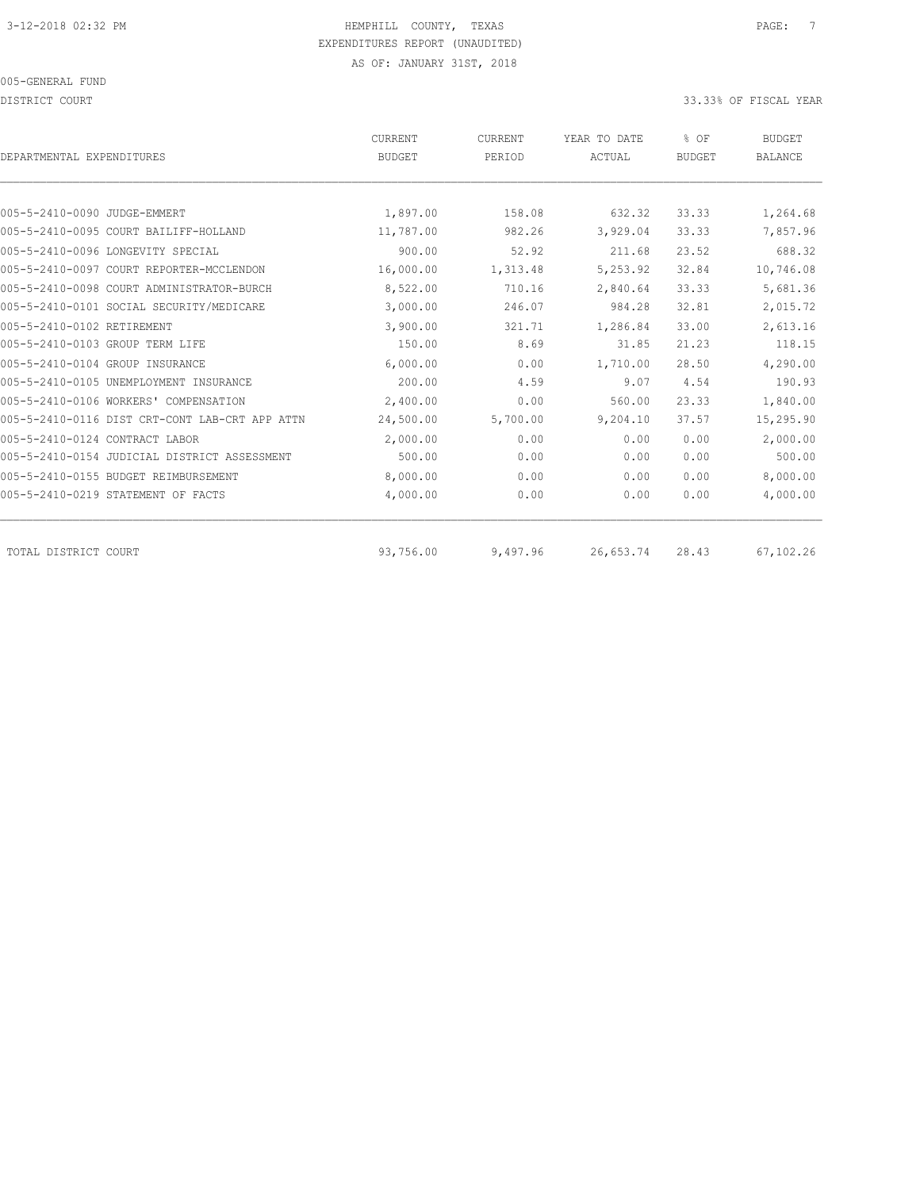HEMPHILL COUNTY, TEXAS
EXPENDITURES REPORT (UNAUDITED)
AS OF: JANUARY 31ST, 2018

005-GENERAL FUND

DISTRICT COURT 33.33% OF FISCAL YEAR

| DEPARTMENTAL EXPENDITURES | CURRENT BUDGET | CURRENT PERIOD | YEAR TO DATE ACTUAL | % OF BUDGET | BUDGET BALANCE |
|---|---|---|---|---|---|
| 005-5-2410-0090 JUDGE-EMMERT | 1,897.00 | 158.08 | 632.32 | 33.33 | 1,264.68 |
| 005-5-2410-0095 COURT BAILIFF-HOLLAND | 11,787.00 | 982.26 | 3,929.04 | 33.33 | 7,857.96 |
| 005-5-2410-0096 LONGEVITY SPECIAL | 900.00 | 52.92 | 211.68 | 23.52 | 688.32 |
| 005-5-2410-0097 COURT REPORTER-MCCLENDON | 16,000.00 | 1,313.48 | 5,253.92 | 32.84 | 10,746.08 |
| 005-5-2410-0098 COURT ADMINISTRATOR-BURCH | 8,522.00 | 710.16 | 2,840.64 | 33.33 | 5,681.36 |
| 005-5-2410-0101 SOCIAL SECURITY/MEDICARE | 3,000.00 | 246.07 | 984.28 | 32.81 | 2,015.72 |
| 005-5-2410-0102 RETIREMENT | 3,900.00 | 321.71 | 1,286.84 | 33.00 | 2,613.16 |
| 005-5-2410-0103 GROUP TERM LIFE | 150.00 | 8.69 | 31.85 | 21.23 | 118.15 |
| 005-5-2410-0104 GROUP INSURANCE | 6,000.00 | 0.00 | 1,710.00 | 28.50 | 4,290.00 |
| 005-5-2410-0105 UNEMPLOYMENT INSURANCE | 200.00 | 4.59 | 9.07 | 4.54 | 190.93 |
| 005-5-2410-0106 WORKERS' COMPENSATION | 2,400.00 | 0.00 | 560.00 | 23.33 | 1,840.00 |
| 005-5-2410-0116 DIST CRT-CONT LAB-CRT APP ATTN | 24,500.00 | 5,700.00 | 9,204.10 | 37.57 | 15,295.90 |
| 005-5-2410-0124 CONTRACT LABOR | 2,000.00 | 0.00 | 0.00 | 0.00 | 2,000.00 |
| 005-5-2410-0154 JUDICIAL DISTRICT ASSESSMENT | 500.00 | 0.00 | 0.00 | 0.00 | 500.00 |
| 005-5-2410-0155 BUDGET REIMBURSEMENT | 8,000.00 | 0.00 | 0.00 | 0.00 | 8,000.00 |
| 005-5-2410-0219 STATEMENT OF FACTS | 4,000.00 | 0.00 | 0.00 | 0.00 | 4,000.00 |
| TOTAL DISTRICT COURT | 93,756.00 | 9,497.96 | 26,653.74 | 28.43 | 67,102.26 |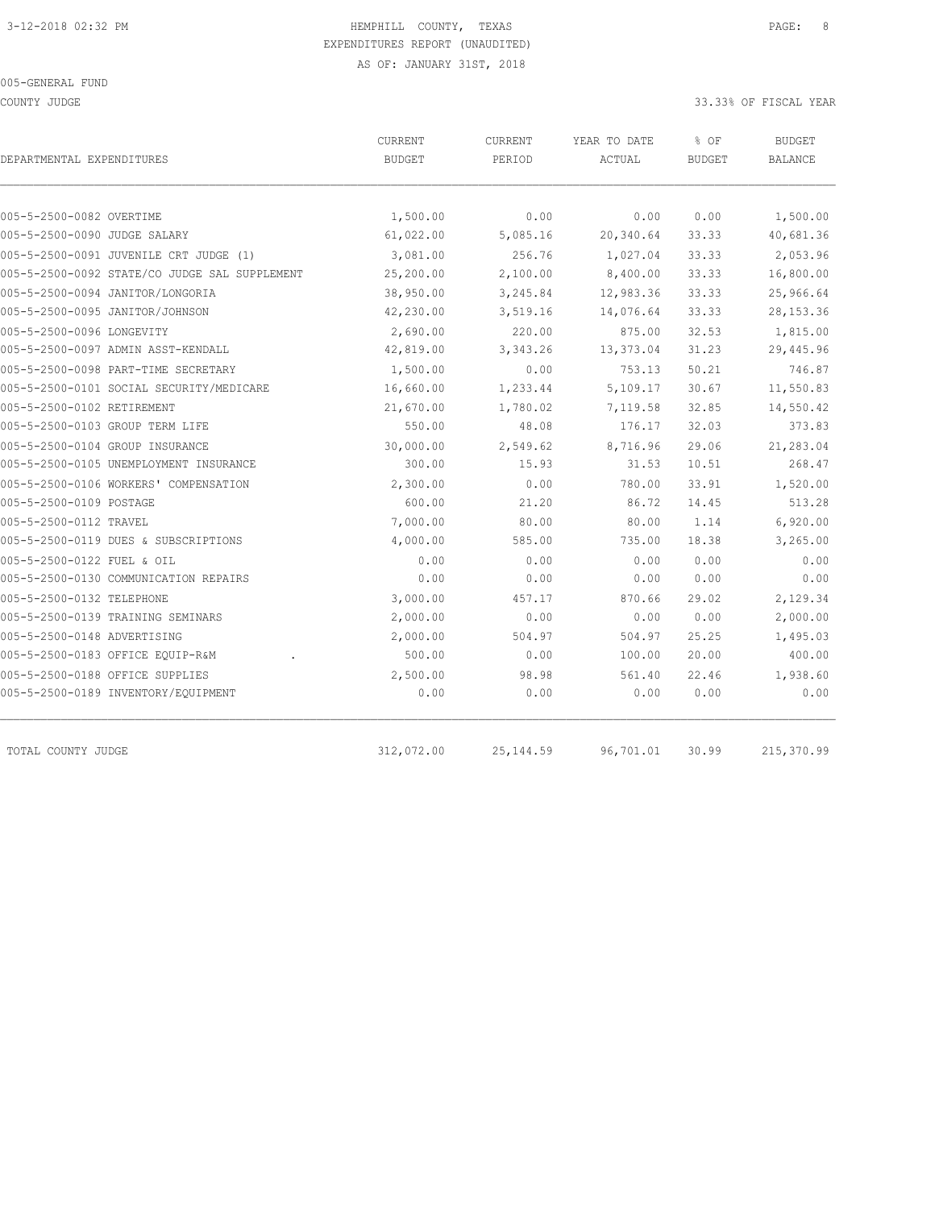HEMPHILL COUNTY, TEXAS
EXPENDITURES REPORT (UNAUDITED)
AS OF: JANUARY 31ST, 2018

005-GENERAL FUND

COUNTY JUDGE — 33.33% OF FISCAL YEAR

| DEPARTMENTAL EXPENDITURES | CURRENT BUDGET | CURRENT PERIOD | YEAR TO DATE ACTUAL | % OF BUDGET | BUDGET BALANCE |
|---|---|---|---|---|---|
| 005-5-2500-0082 OVERTIME | 1,500.00 | 0.00 | 0.00 | 0.00 | 1,500.00 |
| 005-5-2500-0090 JUDGE SALARY | 61,022.00 | 5,085.16 | 20,340.64 | 33.33 | 40,681.36 |
| 005-5-2500-0091 JUVENILE CRT JUDGE (1) | 3,081.00 | 256.76 | 1,027.04 | 33.33 | 2,053.96 |
| 005-5-2500-0092 STATE/CO JUDGE SAL SUPPLEMENT | 25,200.00 | 2,100.00 | 8,400.00 | 33.33 | 16,800.00 |
| 005-5-2500-0094 JANITOR/LONGORIA | 38,950.00 | 3,245.84 | 12,983.36 | 33.33 | 25,966.64 |
| 005-5-2500-0095 JANITOR/JOHNSON | 42,230.00 | 3,519.16 | 14,076.64 | 33.33 | 28,153.36 |
| 005-5-2500-0096 LONGEVITY | 2,690.00 | 220.00 | 875.00 | 32.53 | 1,815.00 |
| 005-5-2500-0097 ADMIN ASST-KENDALL | 42,819.00 | 3,343.26 | 13,373.04 | 31.23 | 29,445.96 |
| 005-5-2500-0098 PART-TIME SECRETARY | 1,500.00 | 0.00 | 753.13 | 50.21 | 746.87 |
| 005-5-2500-0101 SOCIAL SECURITY/MEDICARE | 16,660.00 | 1,233.44 | 5,109.17 | 30.67 | 11,550.83 |
| 005-5-2500-0102 RETIREMENT | 21,670.00 | 1,780.02 | 7,119.58 | 32.85 | 14,550.42 |
| 005-5-2500-0103 GROUP TERM LIFE | 550.00 | 48.08 | 176.17 | 32.03 | 373.83 |
| 005-5-2500-0104 GROUP INSURANCE | 30,000.00 | 2,549.62 | 8,716.96 | 29.06 | 21,283.04 |
| 005-5-2500-0105 UNEMPLOYMENT INSURANCE | 300.00 | 15.93 | 31.53 | 10.51 | 268.47 |
| 005-5-2500-0106 WORKERS' COMPENSATION | 2,300.00 | 0.00 | 780.00 | 33.91 | 1,520.00 |
| 005-5-2500-0109 POSTAGE | 600.00 | 21.20 | 86.72 | 14.45 | 513.28 |
| 005-5-2500-0112 TRAVEL | 7,000.00 | 80.00 | 80.00 | 1.14 | 6,920.00 |
| 005-5-2500-0119 DUES & SUBSCRIPTIONS | 4,000.00 | 585.00 | 735.00 | 18.38 | 3,265.00 |
| 005-5-2500-0122 FUEL & OIL | 0.00 | 0.00 | 0.00 | 0.00 | 0.00 |
| 005-5-2500-0130 COMMUNICATION REPAIRS | 0.00 | 0.00 | 0.00 | 0.00 | 0.00 |
| 005-5-2500-0132 TELEPHONE | 3,000.00 | 457.17 | 870.66 | 29.02 | 2,129.34 |
| 005-5-2500-0139 TRAINING SEMINARS | 2,000.00 | 0.00 | 0.00 | 0.00 | 2,000.00 |
| 005-5-2500-0148 ADVERTISING | 2,000.00 | 504.97 | 504.97 | 25.25 | 1,495.03 |
| 005-5-2500-0183 OFFICE EQUIP-R&M . | 500.00 | 0.00 | 100.00 | 20.00 | 400.00 |
| 005-5-2500-0188 OFFICE SUPPLIES | 2,500.00 | 98.98 | 561.40 | 22.46 | 1,938.60 |
| 005-5-2500-0189 INVENTORY/EQUIPMENT | 0.00 | 0.00 | 0.00 | 0.00 | 0.00 |
| TOTAL COUNTY JUDGE | 312,072.00 | 25,144.59 | 96,701.01 | 30.99 | 215,370.99 |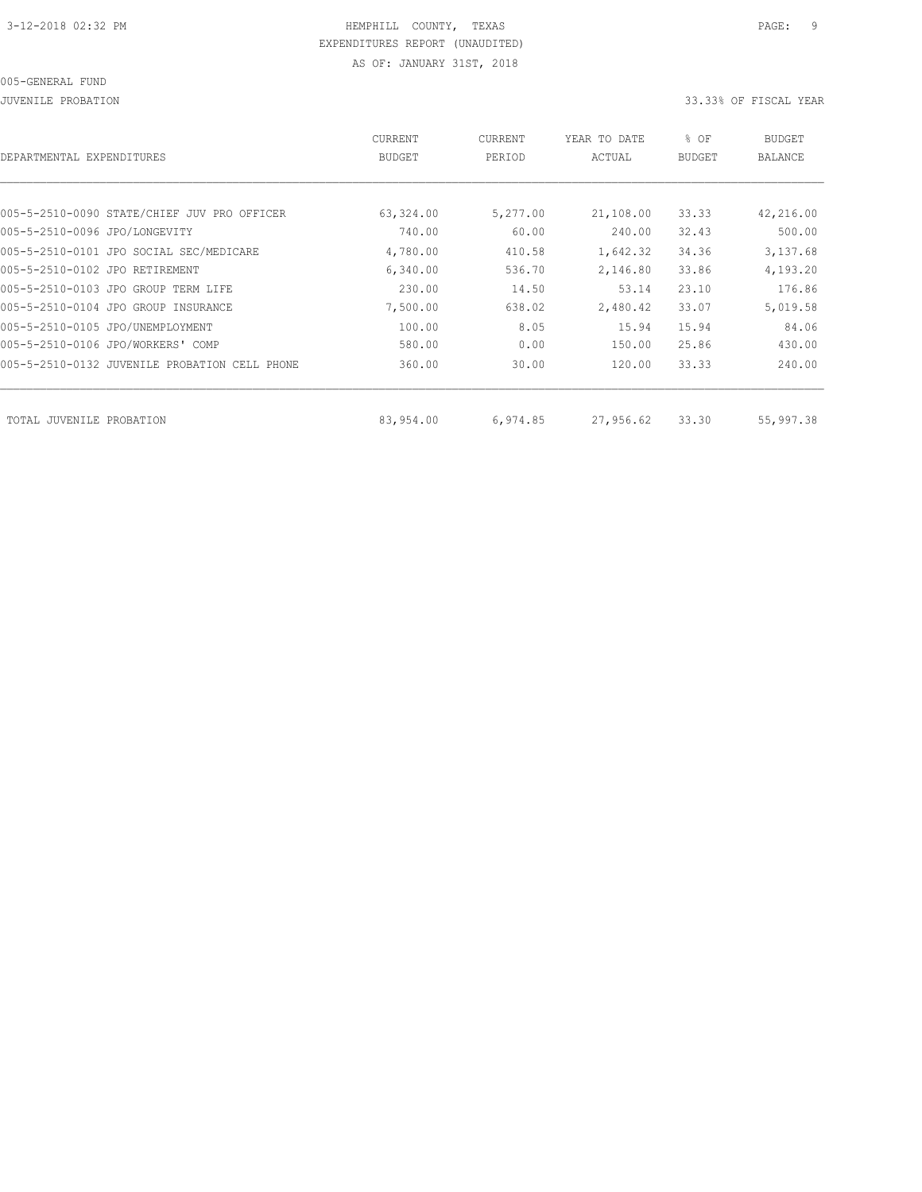005-GENERAL FUND

JUVENILE PROBATION

33.33% OF FISCAL YEAR

| DEPARTMENTAL EXPENDITURES | CURRENT BUDGET | CURRENT PERIOD | YEAR TO DATE ACTUAL | % OF BUDGET | BUDGET BALANCE |
|---|---|---|---|---|---|
| 005-5-2510-0090 STATE/CHIEF JUV PRO OFFICER | 63,324.00 | 5,277.00 | 21,108.00 | 33.33 | 42,216.00 |
| 005-5-2510-0096 JPO/LONGEVITY | 740.00 | 60.00 | 240.00 | 32.43 | 500.00 |
| 005-5-2510-0101 JPO SOCIAL SEC/MEDICARE | 4,780.00 | 410.58 | 1,642.32 | 34.36 | 3,137.68 |
| 005-5-2510-0102 JPO RETIREMENT | 6,340.00 | 536.70 | 2,146.80 | 33.86 | 4,193.20 |
| 005-5-2510-0103 JPO GROUP TERM LIFE | 230.00 | 14.50 | 53.14 | 23.10 | 176.86 |
| 005-5-2510-0104 JPO GROUP INSURANCE | 7,500.00 | 638.02 | 2,480.42 | 33.07 | 5,019.58 |
| 005-5-2510-0105 JPO/UNEMPLOYMENT | 100.00 | 8.05 | 15.94 | 15.94 | 84.06 |
| 005-5-2510-0106 JPO/WORKERS' COMP | 580.00 | 0.00 | 150.00 | 25.86 | 430.00 |
| 005-5-2510-0132 JUVENILE PROBATION CELL PHONE | 360.00 | 30.00 | 120.00 | 33.33 | 240.00 |
| TOTAL JUVENILE PROBATION | 83,954.00 | 6,974.85 | 27,956.62 | 33.30 | 55,997.38 |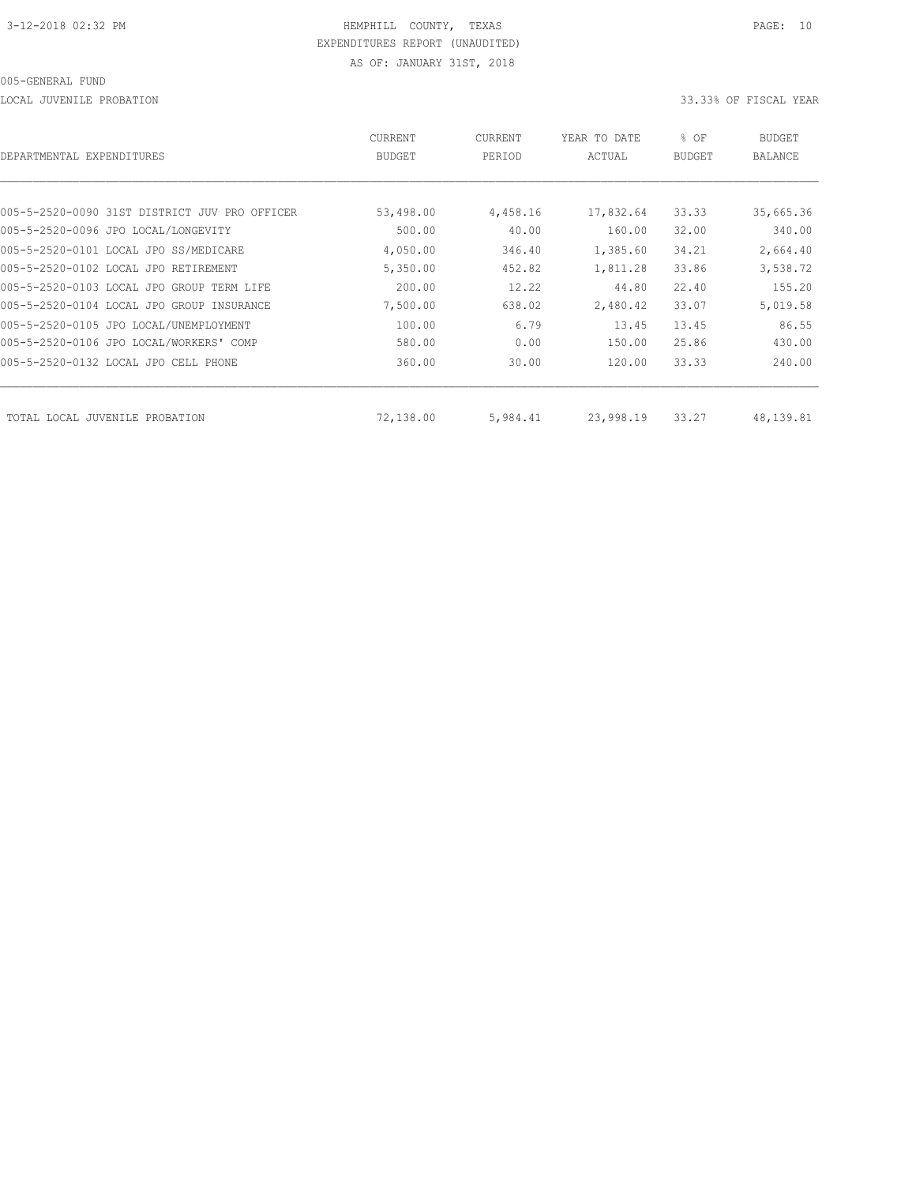HEMPHILL COUNTY, TEXAS
EXPENDITURES REPORT (UNAUDITED)
AS OF: JANUARY 31ST, 2018

005-GENERAL FUND

LOCAL JUVENILE PROBATION 33.33% OF FISCAL YEAR

| DEPARTMENTAL EXPENDITURES | CURRENT BUDGET | CURRENT PERIOD | YEAR TO DATE ACTUAL | % OF BUDGET | BUDGET BALANCE |
|---|---|---|---|---|---|
| 005-5-2520-0090 31ST DISTRICT JUV PRO OFFICER | 53,498.00 | 4,458.16 | 17,832.64 | 33.33 | 35,665.36 |
| 005-5-2520-0096 JPO LOCAL/LONGEVITY | 500.00 | 40.00 | 160.00 | 32.00 | 340.00 |
| 005-5-2520-0101 LOCAL JPO SS/MEDICARE | 4,050.00 | 346.40 | 1,385.60 | 34.21 | 2,664.40 |
| 005-5-2520-0102 LOCAL JPO RETIREMENT | 5,350.00 | 452.82 | 1,811.28 | 33.86 | 3,538.72 |
| 005-5-2520-0103 LOCAL JPO GROUP TERM LIFE | 200.00 | 12.22 | 44.80 | 22.40 | 155.20 |
| 005-5-2520-0104 LOCAL JPO GROUP INSURANCE | 7,500.00 | 638.02 | 2,480.42 | 33.07 | 5,019.58 |
| 005-5-2520-0105 JPO LOCAL/UNEMPLOYMENT | 100.00 | 6.79 | 13.45 | 13.45 | 86.55 |
| 005-5-2520-0106 JPO LOCAL/WORKERS' COMP | 580.00 | 0.00 | 150.00 | 25.86 | 430.00 |
| 005-5-2520-0132 LOCAL JPO CELL PHONE | 360.00 | 30.00 | 120.00 | 33.33 | 240.00 |
| TOTAL LOCAL JUVENILE PROBATION | 72,138.00 | 5,984.41 | 23,998.19 | 33.27 | 48,139.81 |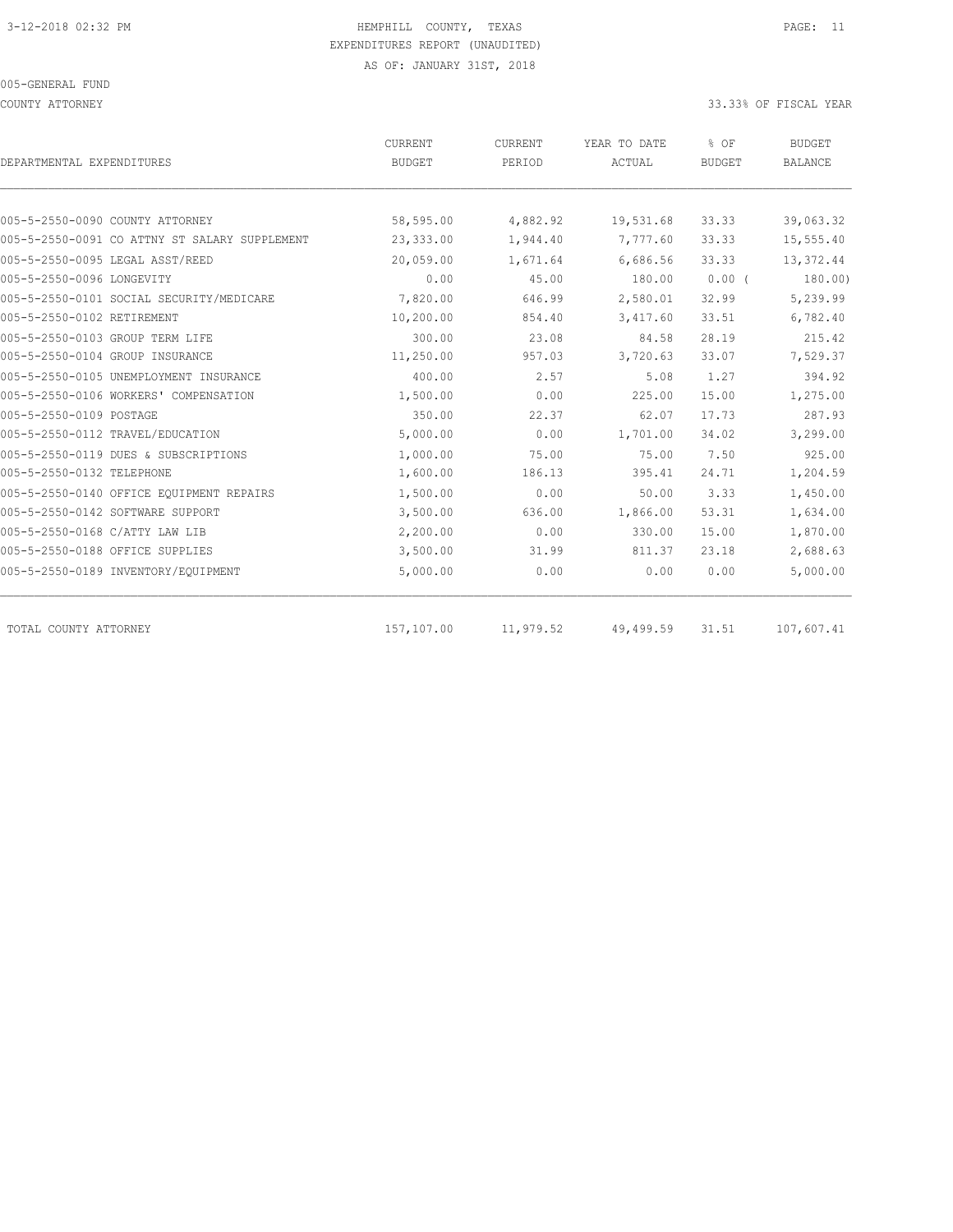HEMPHILL COUNTY, TEXAS
EXPENDITURES REPORT (UNAUDITED)
AS OF: JANUARY 31ST, 2018

005-GENERAL FUND

COUNTY ATTORNEY

33.33% OF FISCAL YEAR

| DEPARTMENTAL EXPENDITURES | CURRENT BUDGET | CURRENT PERIOD | YEAR TO DATE ACTUAL | % OF BUDGET | BUDGET BALANCE |
|---|---|---|---|---|---|
| 005-5-2550-0090 COUNTY ATTORNEY | 58,595.00 | 4,882.92 | 19,531.68 | 33.33 | 39,063.32 |
| 005-5-2550-0091 CO ATTNY ST SALARY SUPPLEMENT | 23,333.00 | 1,944.40 | 7,777.60 | 33.33 | 15,555.40 |
| 005-5-2550-0095 LEGAL ASST/REED | 20,059.00 | 1,671.64 | 6,686.56 | 33.33 | 13,372.44 |
| 005-5-2550-0096 LONGEVITY | 0.00 | 45.00 | 180.00 | 0.00 ( | 180.00) |
| 005-5-2550-0101 SOCIAL SECURITY/MEDICARE | 7,820.00 | 646.99 | 2,580.01 | 32.99 | 5,239.99 |
| 005-5-2550-0102 RETIREMENT | 10,200.00 | 854.40 | 3,417.60 | 33.51 | 6,782.40 |
| 005-5-2550-0103 GROUP TERM LIFE | 300.00 | 23.08 | 84.58 | 28.19 | 215.42 |
| 005-5-2550-0104 GROUP INSURANCE | 11,250.00 | 957.03 | 3,720.63 | 33.07 | 7,529.37 |
| 005-5-2550-0105 UNEMPLOYMENT INSURANCE | 400.00 | 2.57 | 5.08 | 1.27 | 394.92 |
| 005-5-2550-0106 WORKERS' COMPENSATION | 1,500.00 | 0.00 | 225.00 | 15.00 | 1,275.00 |
| 005-5-2550-0109 POSTAGE | 350.00 | 22.37 | 62.07 | 17.73 | 287.93 |
| 005-5-2550-0112 TRAVEL/EDUCATION | 5,000.00 | 0.00 | 1,701.00 | 34.02 | 3,299.00 |
| 005-5-2550-0119 DUES & SUBSCRIPTIONS | 1,000.00 | 75.00 | 75.00 | 7.50 | 925.00 |
| 005-5-2550-0132 TELEPHONE | 1,600.00 | 186.13 | 395.41 | 24.71 | 1,204.59 |
| 005-5-2550-0140 OFFICE EQUIPMENT REPAIRS | 1,500.00 | 0.00 | 50.00 | 3.33 | 1,450.00 |
| 005-5-2550-0142 SOFTWARE SUPPORT | 3,500.00 | 636.00 | 1,866.00 | 53.31 | 1,634.00 |
| 005-5-2550-0168 C/ATTY LAW LIB | 2,200.00 | 0.00 | 330.00 | 15.00 | 1,870.00 |
| 005-5-2550-0188 OFFICE SUPPLIES | 3,500.00 | 31.99 | 811.37 | 23.18 | 2,688.63 |
| 005-5-2550-0189 INVENTORY/EQUIPMENT | 5,000.00 | 0.00 | 0.00 | 0.00 | 5,000.00 |
| TOTAL COUNTY ATTORNEY | 157,107.00 | 11,979.52 | 49,499.59 | 31.51 | 107,607.41 |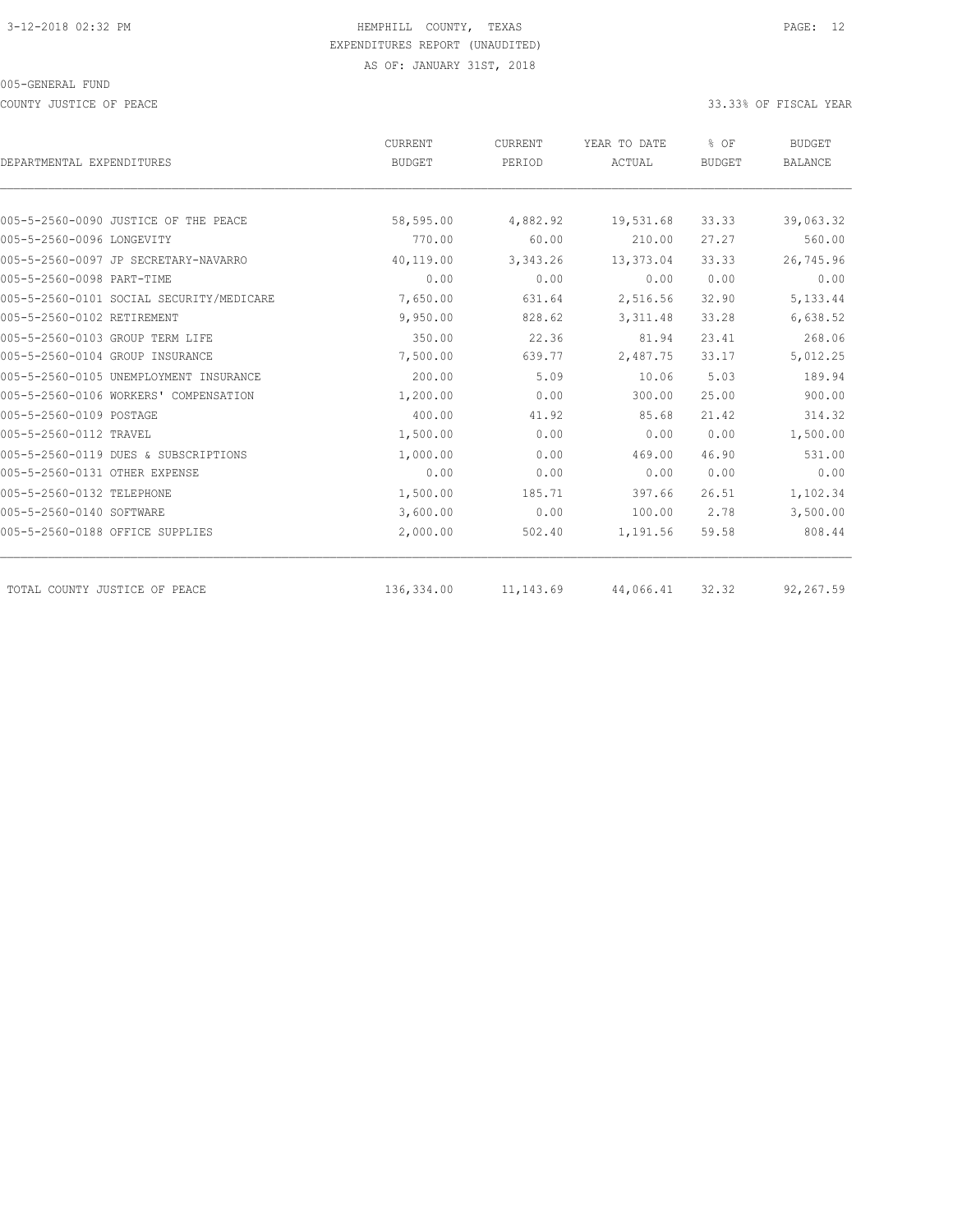HEMPHILL COUNTY, TEXAS
EXPENDITURES REPORT (UNAUDITED)
AS OF: JANUARY 31ST, 2018

005-GENERAL FUND

COUNTY JUSTICE OF PEACE

33.33% OF FISCAL YEAR

| DEPARTMENTAL EXPENDITURES | CURRENT BUDGET | CURRENT PERIOD | YEAR TO DATE ACTUAL | % OF BUDGET | BUDGET BALANCE |
|---|---|---|---|---|---|
| 005-5-2560-0090 JUSTICE OF THE PEACE | 58,595.00 | 4,882.92 | 19,531.68 | 33.33 | 39,063.32 |
| 005-5-2560-0096 LONGEVITY | 770.00 | 60.00 | 210.00 | 27.27 | 560.00 |
| 005-5-2560-0097 JP SECRETARY-NAVARRO | 40,119.00 | 3,343.26 | 13,373.04 | 33.33 | 26,745.96 |
| 005-5-2560-0098 PART-TIME | 0.00 | 0.00 | 0.00 | 0.00 | 0.00 |
| 005-5-2560-0101 SOCIAL SECURITY/MEDICARE | 7,650.00 | 631.64 | 2,516.56 | 32.90 | 5,133.44 |
| 005-5-2560-0102 RETIREMENT | 9,950.00 | 828.62 | 3,311.48 | 33.28 | 6,638.52 |
| 005-5-2560-0103 GROUP TERM LIFE | 350.00 | 22.36 | 81.94 | 23.41 | 268.06 |
| 005-5-2560-0104 GROUP INSURANCE | 7,500.00 | 639.77 | 2,487.75 | 33.17 | 5,012.25 |
| 005-5-2560-0105 UNEMPLOYMENT INSURANCE | 200.00 | 5.09 | 10.06 | 5.03 | 189.94 |
| 005-5-2560-0106 WORKERS' COMPENSATION | 1,200.00 | 0.00 | 300.00 | 25.00 | 900.00 |
| 005-5-2560-0109 POSTAGE | 400.00 | 41.92 | 85.68 | 21.42 | 314.32 |
| 005-5-2560-0112 TRAVEL | 1,500.00 | 0.00 | 0.00 | 0.00 | 1,500.00 |
| 005-5-2560-0119 DUES & SUBSCRIPTIONS | 1,000.00 | 0.00 | 469.00 | 46.90 | 531.00 |
| 005-5-2560-0131 OTHER EXPENSE | 0.00 | 0.00 | 0.00 | 0.00 | 0.00 |
| 005-5-2560-0132 TELEPHONE | 1,500.00 | 185.71 | 397.66 | 26.51 | 1,102.34 |
| 005-5-2560-0140 SOFTWARE | 3,600.00 | 0.00 | 100.00 | 2.78 | 3,500.00 |
| 005-5-2560-0188 OFFICE SUPPLIES | 2,000.00 | 502.40 | 1,191.56 | 59.58 | 808.44 |
| TOTAL COUNTY JUSTICE OF PEACE | 136,334.00 | 11,143.69 | 44,066.41 | 32.32 | 92,267.59 |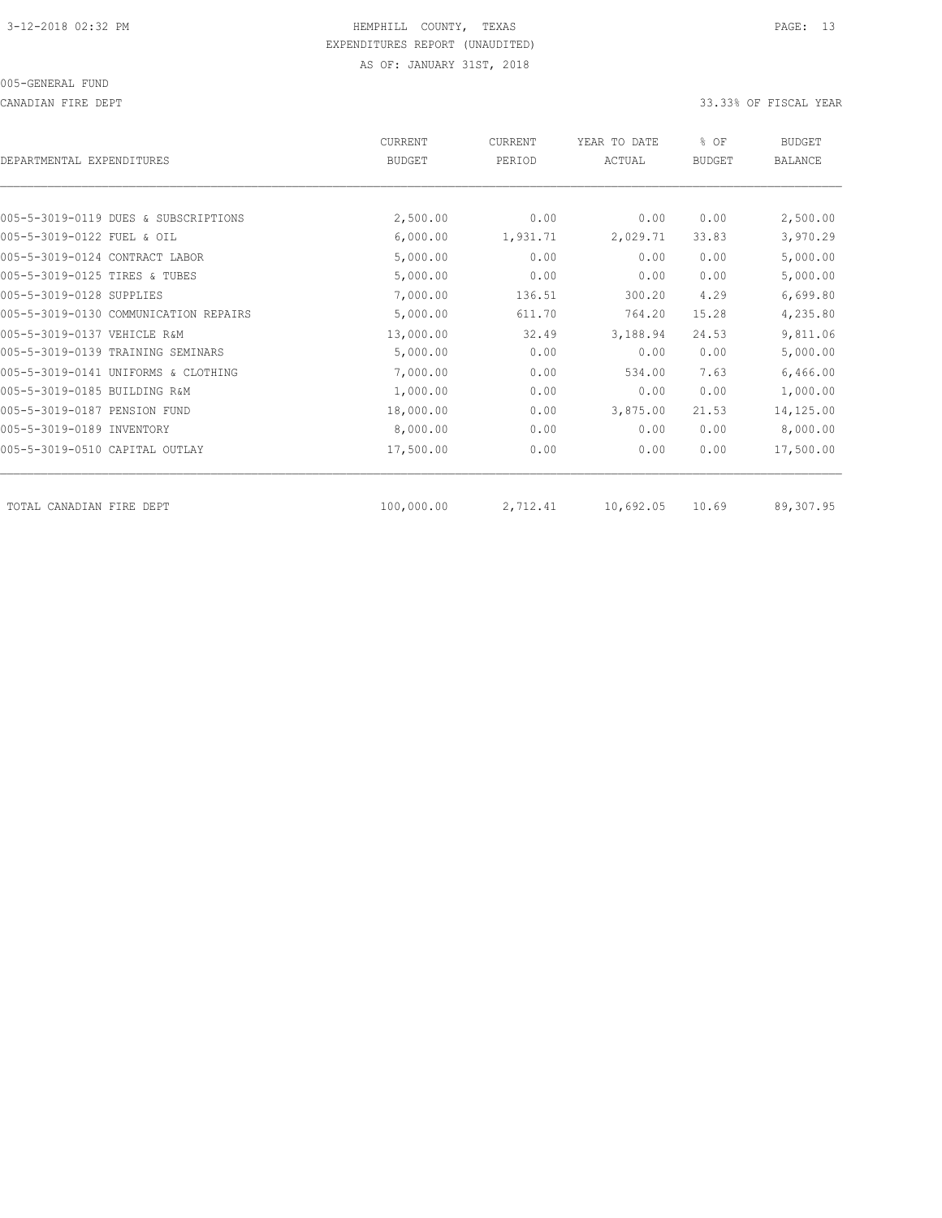HEMPHILL COUNTY, TEXAS
EXPENDITURES REPORT (UNAUDITED)
AS OF: JANUARY 31ST, 2018

005-GENERAL FUND

CANADIAN FIRE DEPT

33.33% OF FISCAL YEAR

| DEPARTMENTAL EXPENDITURES | CURRENT BUDGET | CURRENT PERIOD | YEAR TO DATE ACTUAL | % OF BUDGET | BUDGET BALANCE |
|---|---|---|---|---|---|
| 005-5-3019-0119 DUES & SUBSCRIPTIONS | 2,500.00 | 0.00 | 0.00 | 0.00 | 2,500.00 |
| 005-5-3019-0122 FUEL & OIL | 6,000.00 | 1,931.71 | 2,029.71 | 33.83 | 3,970.29 |
| 005-5-3019-0124 CONTRACT LABOR | 5,000.00 | 0.00 | 0.00 | 0.00 | 5,000.00 |
| 005-5-3019-0125 TIRES & TUBES | 5,000.00 | 0.00 | 0.00 | 0.00 | 5,000.00 |
| 005-5-3019-0128 SUPPLIES | 7,000.00 | 136.51 | 300.20 | 4.29 | 6,699.80 |
| 005-5-3019-0130 COMMUNICATION REPAIRS | 5,000.00 | 611.70 | 764.20 | 15.28 | 4,235.80 |
| 005-5-3019-0137 VEHICLE R&M | 13,000.00 | 32.49 | 3,188.94 | 24.53 | 9,811.06 |
| 005-5-3019-0139 TRAINING SEMINARS | 5,000.00 | 0.00 | 0.00 | 0.00 | 5,000.00 |
| 005-5-3019-0141 UNIFORMS & CLOTHING | 7,000.00 | 0.00 | 534.00 | 7.63 | 6,466.00 |
| 005-5-3019-0185 BUILDING R&M | 1,000.00 | 0.00 | 0.00 | 0.00 | 1,000.00 |
| 005-5-3019-0187 PENSION FUND | 18,000.00 | 0.00 | 3,875.00 | 21.53 | 14,125.00 |
| 005-5-3019-0189 INVENTORY | 8,000.00 | 0.00 | 0.00 | 0.00 | 8,000.00 |
| 005-5-3019-0510 CAPITAL OUTLAY | 17,500.00 | 0.00 | 0.00 | 0.00 | 17,500.00 |
| TOTAL CANADIAN FIRE DEPT | 100,000.00 | 2,712.41 | 10,692.05 | 10.69 | 89,307.95 |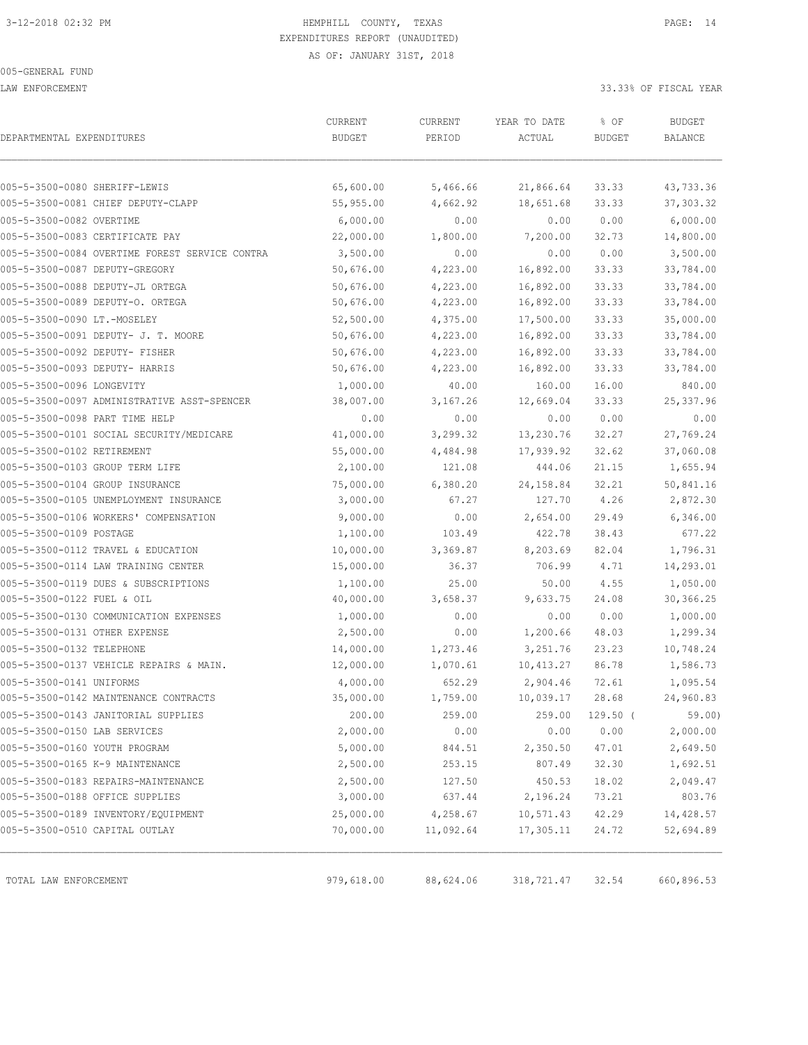3-12-2018 02:32 PM HEMPHILL COUNTY, TEXAS

EXPENDITURES REPORT (UNAUDITED)

AS OF: JANUARY 31ST, 2018

005-GENERAL FUND

LAW ENFORCEMENT 33.33% OF FISCAL YEAR

| DEPARTMENTAL EXPENDITURES | CURRENT BUDGET | CURRENT PERIOD | YEAR TO DATE ACTUAL | % OF BUDGET | BUDGET BALANCE |
|---|---|---|---|---|---|
| 005-5-3500-0080 SHERIFF-LEWIS | 65,600.00 | 5,466.66 | 21,866.64 | 33.33 | 43,733.36 |
| 005-5-3500-0081 CHIEF DEPUTY-CLAPP | 55,955.00 | 4,662.92 | 18,651.68 | 33.33 | 37,303.32 |
| 005-5-3500-0082 OVERTIME | 6,000.00 | 0.00 | 0.00 | 0.00 | 6,000.00 |
| 005-5-3500-0083 CERTIFICATE PAY | 22,000.00 | 1,800.00 | 7,200.00 | 32.73 | 14,800.00 |
| 005-5-3500-0084 OVERTIME FOREST SERVICE CONTRA | 3,500.00 | 0.00 | 0.00 | 0.00 | 3,500.00 |
| 005-5-3500-0087 DEPUTY-GREGORY | 50,676.00 | 4,223.00 | 16,892.00 | 33.33 | 33,784.00 |
| 005-5-3500-0088 DEPUTY-JL ORTEGA | 50,676.00 | 4,223.00 | 16,892.00 | 33.33 | 33,784.00 |
| 005-5-3500-0089 DEPUTY-O. ORTEGA | 50,676.00 | 4,223.00 | 16,892.00 | 33.33 | 33,784.00 |
| 005-5-3500-0090 LT.-MOSELEY | 52,500.00 | 4,375.00 | 17,500.00 | 33.33 | 35,000.00 |
| 005-5-3500-0091 DEPUTY- J. T. MOORE | 50,676.00 | 4,223.00 | 16,892.00 | 33.33 | 33,784.00 |
| 005-5-3500-0092 DEPUTY- FISHER | 50,676.00 | 4,223.00 | 16,892.00 | 33.33 | 33,784.00 |
| 005-5-3500-0093 DEPUTY- HARRIS | 50,676.00 | 4,223.00 | 16,892.00 | 33.33 | 33,784.00 |
| 005-5-3500-0096 LONGEVITY | 1,000.00 | 40.00 | 160.00 | 16.00 | 840.00 |
| 005-5-3500-0097 ADMINISTRATIVE ASST-SPENCER | 38,007.00 | 3,167.26 | 12,669.04 | 33.33 | 25,337.96 |
| 005-5-3500-0098 PART TIME HELP | 0.00 | 0.00 | 0.00 | 0.00 | 0.00 |
| 005-5-3500-0101 SOCIAL SECURITY/MEDICARE | 41,000.00 | 3,299.32 | 13,230.76 | 32.27 | 27,769.24 |
| 005-5-3500-0102 RETIREMENT | 55,000.00 | 4,484.98 | 17,939.92 | 32.62 | 37,060.08 |
| 005-5-3500-0103 GROUP TERM LIFE | 2,100.00 | 121.08 | 444.06 | 21.15 | 1,655.94 |
| 005-5-3500-0104 GROUP INSURANCE | 75,000.00 | 6,380.20 | 24,158.84 | 32.21 | 50,841.16 |
| 005-5-3500-0105 UNEMPLOYMENT INSURANCE | 3,000.00 | 67.27 | 127.70 | 4.26 | 2,872.30 |
| 005-5-3500-0106 WORKERS' COMPENSATION | 9,000.00 | 0.00 | 2,654.00 | 29.49 | 6,346.00 |
| 005-5-3500-0109 POSTAGE | 1,100.00 | 103.49 | 422.78 | 38.43 | 677.22 |
| 005-5-3500-0112 TRAVEL & EDUCATION | 10,000.00 | 3,369.87 | 8,203.69 | 82.04 | 1,796.31 |
| 005-5-3500-0114 LAW TRAINING CENTER | 15,000.00 | 36.37 | 706.99 | 4.71 | 14,293.01 |
| 005-5-3500-0119 DUES & SUBSCRIPTIONS | 1,100.00 | 25.00 | 50.00 | 4.55 | 1,050.00 |
| 005-5-3500-0122 FUEL & OIL | 40,000.00 | 3,658.37 | 9,633.75 | 24.08 | 30,366.25 |
| 005-5-3500-0130 COMMUNICATION EXPENSES | 1,000.00 | 0.00 | 0.00 | 0.00 | 1,000.00 |
| 005-5-3500-0131 OTHER EXPENSE | 2,500.00 | 0.00 | 1,200.66 | 48.03 | 1,299.34 |
| 005-5-3500-0132 TELEPHONE | 14,000.00 | 1,273.46 | 3,251.76 | 23.23 | 10,748.24 |
| 005-5-3500-0137 VEHICLE REPAIRS & MAIN. | 12,000.00 | 1,070.61 | 10,413.27 | 86.78 | 1,586.73 |
| 005-5-3500-0141 UNIFORMS | 4,000.00 | 652.29 | 2,904.46 | 72.61 | 1,095.54 |
| 005-5-3500-0142 MAINTENANCE CONTRACTS | 35,000.00 | 1,759.00 | 10,039.17 | 28.68 | 24,960.83 |
| 005-5-3500-0143 JANITORIAL SUPPLIES | 200.00 | 259.00 | 259.00 | 129.50 ( | 59.00) |
| 005-5-3500-0150 LAB SERVICES | 2,000.00 | 0.00 | 0.00 | 0.00 | 2,000.00 |
| 005-5-3500-0160 YOUTH PROGRAM | 5,000.00 | 844.51 | 2,350.50 | 47.01 | 2,649.50 |
| 005-5-3500-0165 K-9 MAINTENANCE | 2,500.00 | 253.15 | 807.49 | 32.30 | 1,692.51 |
| 005-5-3500-0183 REPAIRS-MAINTENANCE | 2,500.00 | 127.50 | 450.53 | 18.02 | 2,049.47 |
| 005-5-3500-0188 OFFICE SUPPLIES | 3,000.00 | 637.44 | 2,196.24 | 73.21 | 803.76 |
| 005-5-3500-0189 INVENTORY/EQUIPMENT | 25,000.00 | 4,258.67 | 10,571.43 | 42.29 | 14,428.57 |
| 005-5-3500-0510 CAPITAL OUTLAY | 70,000.00 | 11,092.64 | 17,305.11 | 24.72 | 52,694.89 |
| TOTAL LAW ENFORCEMENT | 979,618.00 | 88,624.06 | 318,721.47 | 32.54 | 660,896.53 |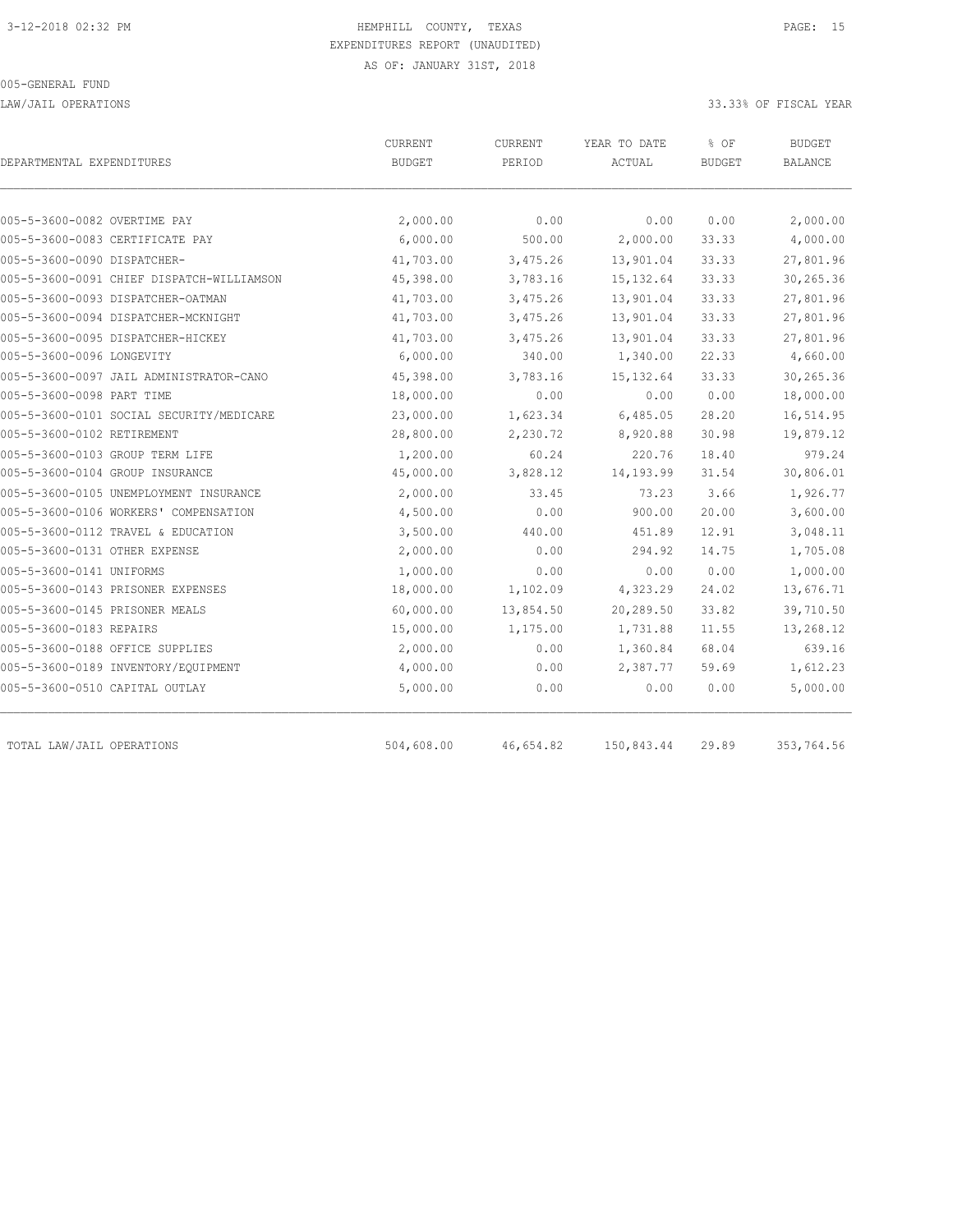HEMPHILL COUNTY, TEXAS

EXPENDITURES REPORT (UNAUDITED)

AS OF: JANUARY 31ST, 2018

005-GENERAL FUND

LAW/JAIL OPERATIONS

33.33% OF FISCAL YEAR

| DEPARTMENTAL EXPENDITURES | CURRENT BUDGET | CURRENT PERIOD | YEAR TO DATE ACTUAL | % OF BUDGET | BUDGET BALANCE |
|---|---|---|---|---|---|
| 005-5-3600-0082 OVERTIME PAY | 2,000.00 | 0.00 | 0.00 | 0.00 | 2,000.00 |
| 005-5-3600-0083 CERTIFICATE PAY | 6,000.00 | 500.00 | 2,000.00 | 33.33 | 4,000.00 |
| 005-5-3600-0090 DISPATCHER- | 41,703.00 | 3,475.26 | 13,901.04 | 33.33 | 27,801.96 |
| 005-5-3600-0091 CHIEF DISPATCH-WILLIAMSON | 45,398.00 | 3,783.16 | 15,132.64 | 33.33 | 30,265.36 |
| 005-5-3600-0093 DISPATCHER-OATMAN | 41,703.00 | 3,475.26 | 13,901.04 | 33.33 | 27,801.96 |
| 005-5-3600-0094 DISPATCHER-MCKNIGHT | 41,703.00 | 3,475.26 | 13,901.04 | 33.33 | 27,801.96 |
| 005-5-3600-0095 DISPATCHER-HICKEY | 41,703.00 | 3,475.26 | 13,901.04 | 33.33 | 27,801.96 |
| 005-5-3600-0096 LONGEVITY | 6,000.00 | 340.00 | 1,340.00 | 22.33 | 4,660.00 |
| 005-5-3600-0097 JAIL ADMINISTRATOR-CANO | 45,398.00 | 3,783.16 | 15,132.64 | 33.33 | 30,265.36 |
| 005-5-3600-0098 PART TIME | 18,000.00 | 0.00 | 0.00 | 0.00 | 18,000.00 |
| 005-5-3600-0101 SOCIAL SECURITY/MEDICARE | 23,000.00 | 1,623.34 | 6,485.05 | 28.20 | 16,514.95 |
| 005-5-3600-0102 RETIREMENT | 28,800.00 | 2,230.72 | 8,920.88 | 30.98 | 19,879.12 |
| 005-5-3600-0103 GROUP TERM LIFE | 1,200.00 | 60.24 | 220.76 | 18.40 | 979.24 |
| 005-5-3600-0104 GROUP INSURANCE | 45,000.00 | 3,828.12 | 14,193.99 | 31.54 | 30,806.01 |
| 005-5-3600-0105 UNEMPLOYMENT INSURANCE | 2,000.00 | 33.45 | 73.23 | 3.66 | 1,926.77 |
| 005-5-3600-0106 WORKERS' COMPENSATION | 4,500.00 | 0.00 | 900.00 | 20.00 | 3,600.00 |
| 005-5-3600-0112 TRAVEL & EDUCATION | 3,500.00 | 440.00 | 451.89 | 12.91 | 3,048.11 |
| 005-5-3600-0131 OTHER EXPENSE | 2,000.00 | 0.00 | 294.92 | 14.75 | 1,705.08 |
| 005-5-3600-0141 UNIFORMS | 1,000.00 | 0.00 | 0.00 | 0.00 | 1,000.00 |
| 005-5-3600-0143 PRISONER EXPENSES | 18,000.00 | 1,102.09 | 4,323.29 | 24.02 | 13,676.71 |
| 005-5-3600-0145 PRISONER MEALS | 60,000.00 | 13,854.50 | 20,289.50 | 33.82 | 39,710.50 |
| 005-5-3600-0183 REPAIRS | 15,000.00 | 1,175.00 | 1,731.88 | 11.55 | 13,268.12 |
| 005-5-3600-0188 OFFICE SUPPLIES | 2,000.00 | 0.00 | 1,360.84 | 68.04 | 639.16 |
| 005-5-3600-0189 INVENTORY/EQUIPMENT | 4,000.00 | 0.00 | 2,387.77 | 59.69 | 1,612.23 |
| 005-5-3600-0510 CAPITAL OUTLAY | 5,000.00 | 0.00 | 0.00 | 0.00 | 5,000.00 |
| TOTAL LAW/JAIL OPERATIONS | 504,608.00 | 46,654.82 | 150,843.44 | 29.89 | 353,764.56 |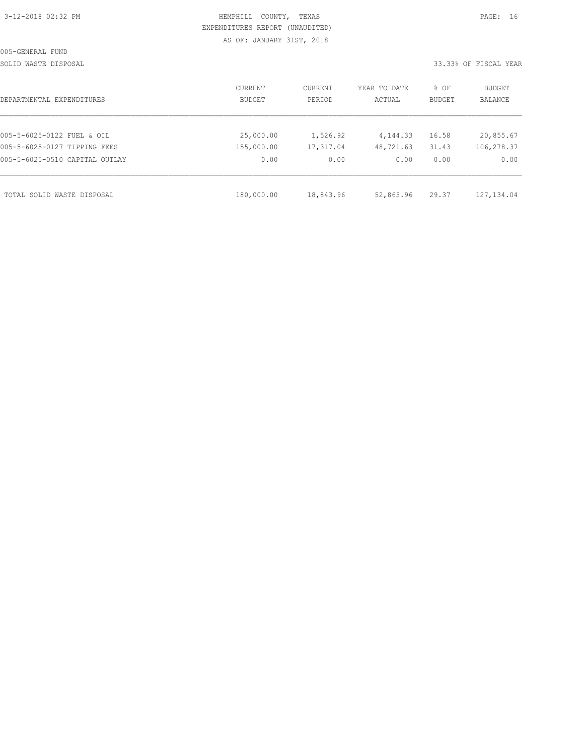005-GENERAL FUND

SOLID WASTE DISPOSAL

33.33% OF FISCAL YEAR

| DEPARTMENTAL EXPENDITURES | CURRENT BUDGET | CURRENT PERIOD | YEAR TO DATE ACTUAL | % OF BUDGET | BUDGET BALANCE |
|---|---|---|---|---|---|
| 005-5-6025-0122 FUEL & OIL | 25,000.00 | 1,526.92 | 4,144.33 | 16.58 | 20,855.67 |
| 005-5-6025-0127 TIPPING FEES | 155,000.00 | 17,317.04 | 48,721.63 | 31.43 | 106,278.37 |
| 005-5-6025-0510 CAPITAL OUTLAY | 0.00 | 0.00 | 0.00 | 0.00 | 0.00 |
| TOTAL SOLID WASTE DISPOSAL | 180,000.00 | 18,843.96 | 52,865.96 | 29.37 | 127,134.04 |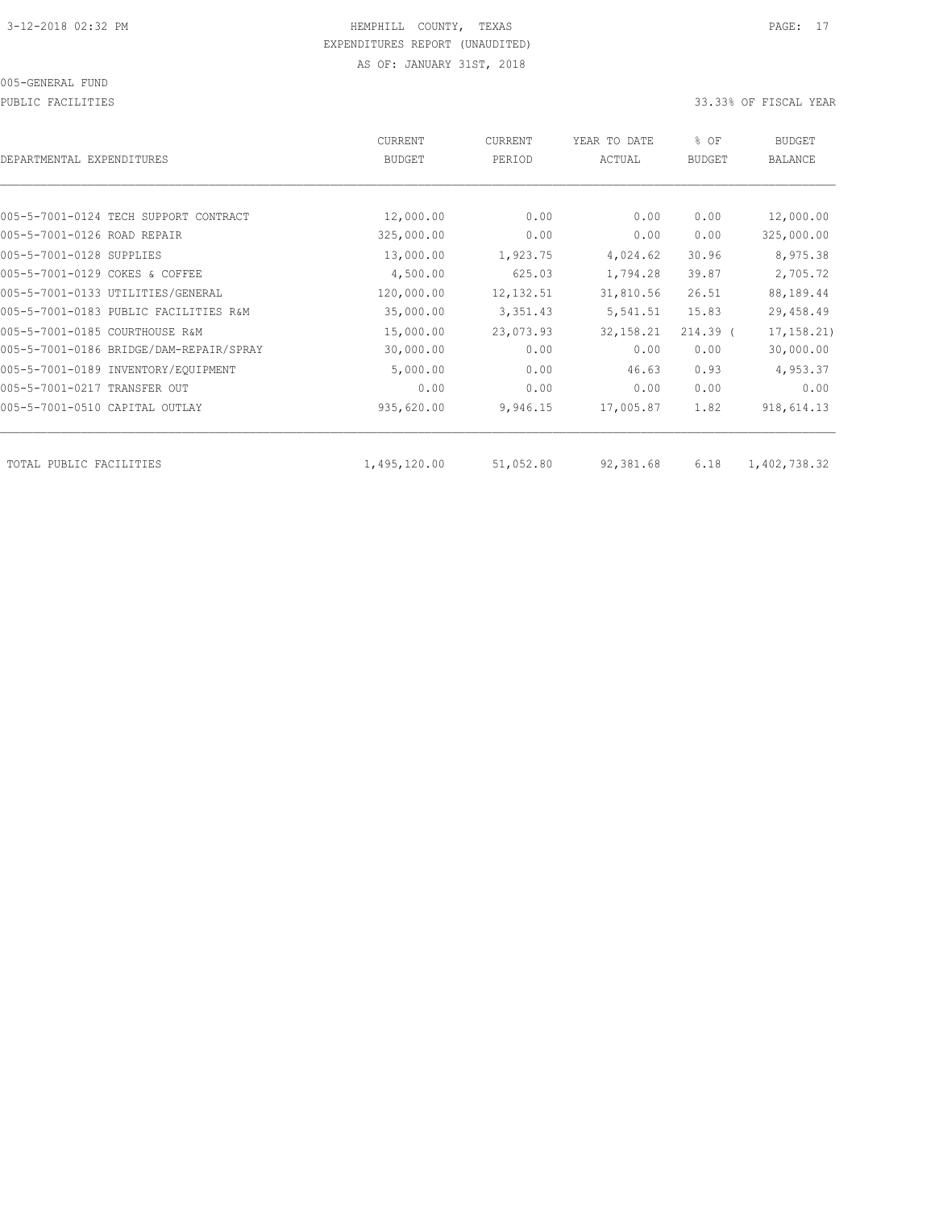HEMPHILL COUNTY, TEXAS
EXPENDITURES REPORT (UNAUDITED)
AS OF: JANUARY 31ST, 2018

005-GENERAL FUND

PUBLIC FACILITIES

33.33% OF FISCAL YEAR

| DEPARTMENTAL EXPENDITURES | CURRENT BUDGET | CURRENT PERIOD | YEAR TO DATE ACTUAL | % OF BUDGET | BUDGET BALANCE |
|---|---|---|---|---|---|
| 005-5-7001-0124 TECH SUPPORT CONTRACT | 12,000.00 | 0.00 | 0.00 | 0.00 | 12,000.00 |
| 005-5-7001-0126 ROAD REPAIR | 325,000.00 | 0.00 | 0.00 | 0.00 | 325,000.00 |
| 005-5-7001-0128 SUPPLIES | 13,000.00 | 1,923.75 | 4,024.62 | 30.96 | 8,975.38 |
| 005-5-7001-0129 COKES & COFFEE | 4,500.00 | 625.03 | 1,794.28 | 39.87 | 2,705.72 |
| 005-5-7001-0133 UTILITIES/GENERAL | 120,000.00 | 12,132.51 | 31,810.56 | 26.51 | 88,189.44 |
| 005-5-7001-0183 PUBLIC FACILITIES R&M | 35,000.00 | 3,351.43 | 5,541.51 | 15.83 | 29,458.49 |
| 005-5-7001-0185 COURTHOUSE R&M | 15,000.00 | 23,073.93 | 32,158.21 | 214.39 | (17,158.21) |
| 005-5-7001-0186 BRIDGE/DAM-REPAIR/SPRAY | 30,000.00 | 0.00 | 0.00 | 0.00 | 30,000.00 |
| 005-5-7001-0189 INVENTORY/EQUIPMENT | 5,000.00 | 0.00 | 46.63 | 0.93 | 4,953.37 |
| 005-5-7001-0217 TRANSFER OUT | 0.00 | 0.00 | 0.00 | 0.00 | 0.00 |
| 005-5-7001-0510 CAPITAL OUTLAY | 935,620.00 | 9,946.15 | 17,005.87 | 1.82 | 918,614.13 |
| TOTAL PUBLIC FACILITIES | 1,495,120.00 | 51,052.80 | 92,381.68 | 6.18 | 1,402,738.32 |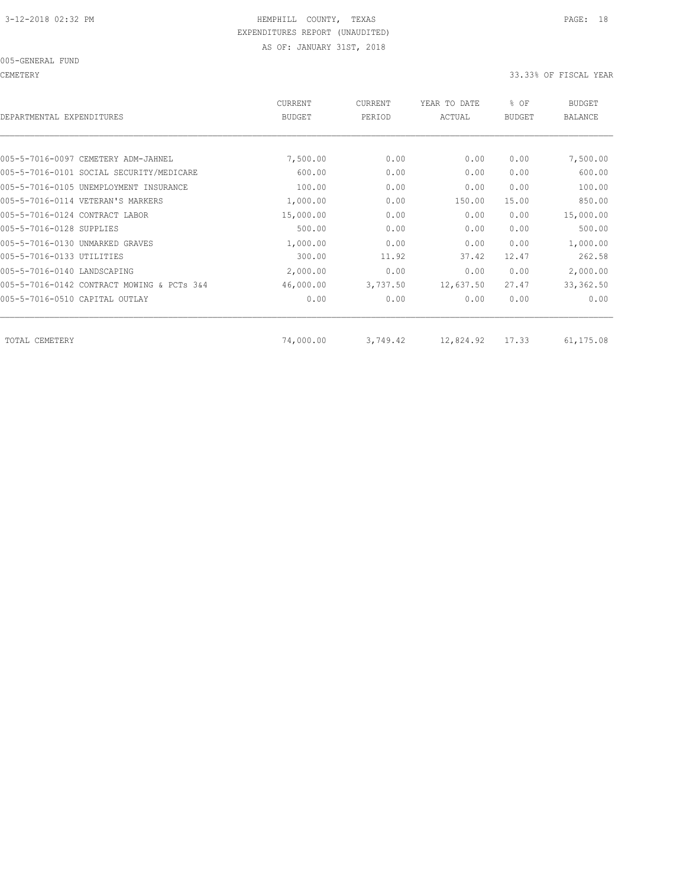HEMPHILL COUNTY, TEXAS
EXPENDITURES REPORT (UNAUDITED)
AS OF: JANUARY 31ST, 2018

005-GENERAL FUND

CEMETERY

33.33% OF FISCAL YEAR

| DEPARTMENTAL EXPENDITURES | CURRENT BUDGET | CURRENT PERIOD | YEAR TO DATE ACTUAL | % OF BUDGET | BUDGET BALANCE |
|---|---|---|---|---|---|
| 005-5-7016-0097 CEMETERY ADM-JAHNEL | 7,500.00 | 0.00 | 0.00 | 0.00 | 7,500.00 |
| 005-5-7016-0101 SOCIAL SECURITY/MEDICARE | 600.00 | 0.00 | 0.00 | 0.00 | 600.00 |
| 005-5-7016-0105 UNEMPLOYMENT INSURANCE | 100.00 | 0.00 | 0.00 | 0.00 | 100.00 |
| 005-5-7016-0114 VETERAN'S MARKERS | 1,000.00 | 0.00 | 150.00 | 15.00 | 850.00 |
| 005-5-7016-0124 CONTRACT LABOR | 15,000.00 | 0.00 | 0.00 | 0.00 | 15,000.00 |
| 005-5-7016-0128 SUPPLIES | 500.00 | 0.00 | 0.00 | 0.00 | 500.00 |
| 005-5-7016-0130 UNMARKED GRAVES | 1,000.00 | 0.00 | 0.00 | 0.00 | 1,000.00 |
| 005-5-7016-0133 UTILITIES | 300.00 | 11.92 | 37.42 | 12.47 | 262.58 |
| 005-5-7016-0140 LANDSCAPING | 2,000.00 | 0.00 | 0.00 | 0.00 | 2,000.00 |
| 005-5-7016-0142 CONTRACT MOWING & PCTs 3&4 | 46,000.00 | 3,737.50 | 12,637.50 | 27.47 | 33,362.50 |
| 005-5-7016-0510 CAPITAL OUTLAY | 0.00 | 0.00 | 0.00 | 0.00 | 0.00 |
| TOTAL CEMETERY | 74,000.00 | 3,749.42 | 12,824.92 | 17.33 | 61,175.08 |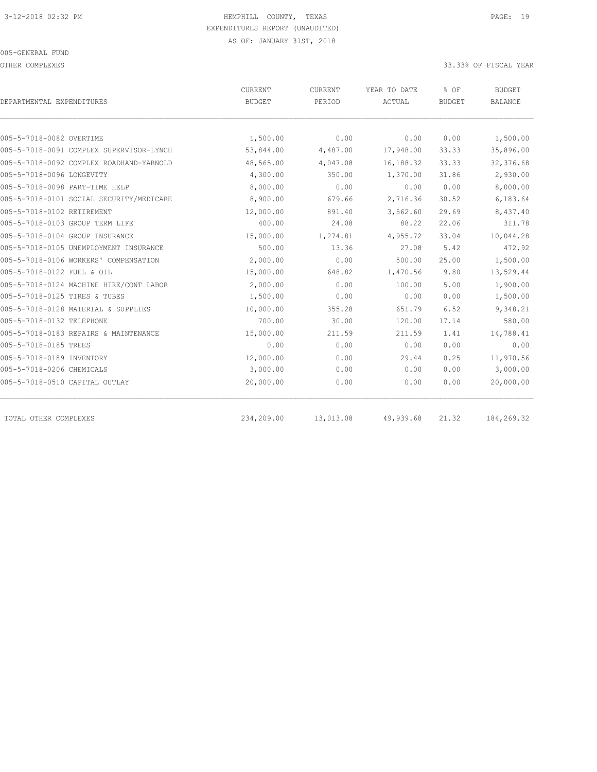3-12-2018 02:32 PM HEMPHILL COUNTY, TEXAS

EXPENDITURES REPORT (UNAUDITED)

AS OF: JANUARY 31ST, 2018

005-GENERAL FUND

OTHER COMPLEXES 33.33% OF FISCAL YEAR

| DEPARTMENTAL EXPENDITURES | CURRENT BUDGET | CURRENT PERIOD | YEAR TO DATE ACTUAL | % OF BUDGET | BUDGET BALANCE |
|---|---|---|---|---|---|
| 005-5-7018-0082 OVERTIME | 1,500.00 | 0.00 | 0.00 | 0.00 | 1,500.00 |
| 005-5-7018-0091 COMPLEX SUPERVISOR-LYNCH | 53,844.00 | 4,487.00 | 17,948.00 | 33.33 | 35,896.00 |
| 005-5-7018-0092 COMPLEX ROADHAND-YARNOLD | 48,565.00 | 4,047.08 | 16,188.32 | 33.33 | 32,376.68 |
| 005-5-7018-0096 LONGEVITY | 4,300.00 | 350.00 | 1,370.00 | 31.86 | 2,930.00 |
| 005-5-7018-0098 PART-TIME HELP | 8,000.00 | 0.00 | 0.00 | 0.00 | 8,000.00 |
| 005-5-7018-0101 SOCIAL SECURITY/MEDICARE | 8,900.00 | 679.66 | 2,716.36 | 30.52 | 6,183.64 |
| 005-5-7018-0102 RETIREMENT | 12,000.00 | 891.40 | 3,562.60 | 29.69 | 8,437.40 |
| 005-5-7018-0103 GROUP TERM LIFE | 400.00 | 24.08 | 88.22 | 22.06 | 311.78 |
| 005-5-7018-0104 GROUP INSURANCE | 15,000.00 | 1,274.81 | 4,955.72 | 33.04 | 10,044.28 |
| 005-5-7018-0105 UNEMPLOYMENT INSURANCE | 500.00 | 13.36 | 27.08 | 5.42 | 472.92 |
| 005-5-7018-0106 WORKERS' COMPENSATION | 2,000.00 | 0.00 | 500.00 | 25.00 | 1,500.00 |
| 005-5-7018-0122 FUEL & OIL | 15,000.00 | 648.82 | 1,470.56 | 9.80 | 13,529.44 |
| 005-5-7018-0124 MACHINE HIRE/CONT LABOR | 2,000.00 | 0.00 | 100.00 | 5.00 | 1,900.00 |
| 005-5-7018-0125 TIRES & TUBES | 1,500.00 | 0.00 | 0.00 | 0.00 | 1,500.00 |
| 005-5-7018-0128 MATERIAL & SUPPLIES | 10,000.00 | 355.28 | 651.79 | 6.52 | 9,348.21 |
| 005-5-7018-0132 TELEPHONE | 700.00 | 30.00 | 120.00 | 17.14 | 580.00 |
| 005-5-7018-0183 REPAIRS & MAINTENANCE | 15,000.00 | 211.59 | 211.59 | 1.41 | 14,788.41 |
| 005-5-7018-0185 TREES | 0.00 | 0.00 | 0.00 | 0.00 | 0.00 |
| 005-5-7018-0189 INVENTORY | 12,000.00 | 0.00 | 29.44 | 0.25 | 11,970.56 |
| 005-5-7018-0206 CHEMICALS | 3,000.00 | 0.00 | 0.00 | 0.00 | 3,000.00 |
| 005-5-7018-0510 CAPITAL OUTLAY | 20,000.00 | 0.00 | 0.00 | 0.00 | 20,000.00 |
| TOTAL OTHER COMPLEXES | 234,209.00 | 13,013.08 | 49,939.68 | 21.32 | 184,269.32 |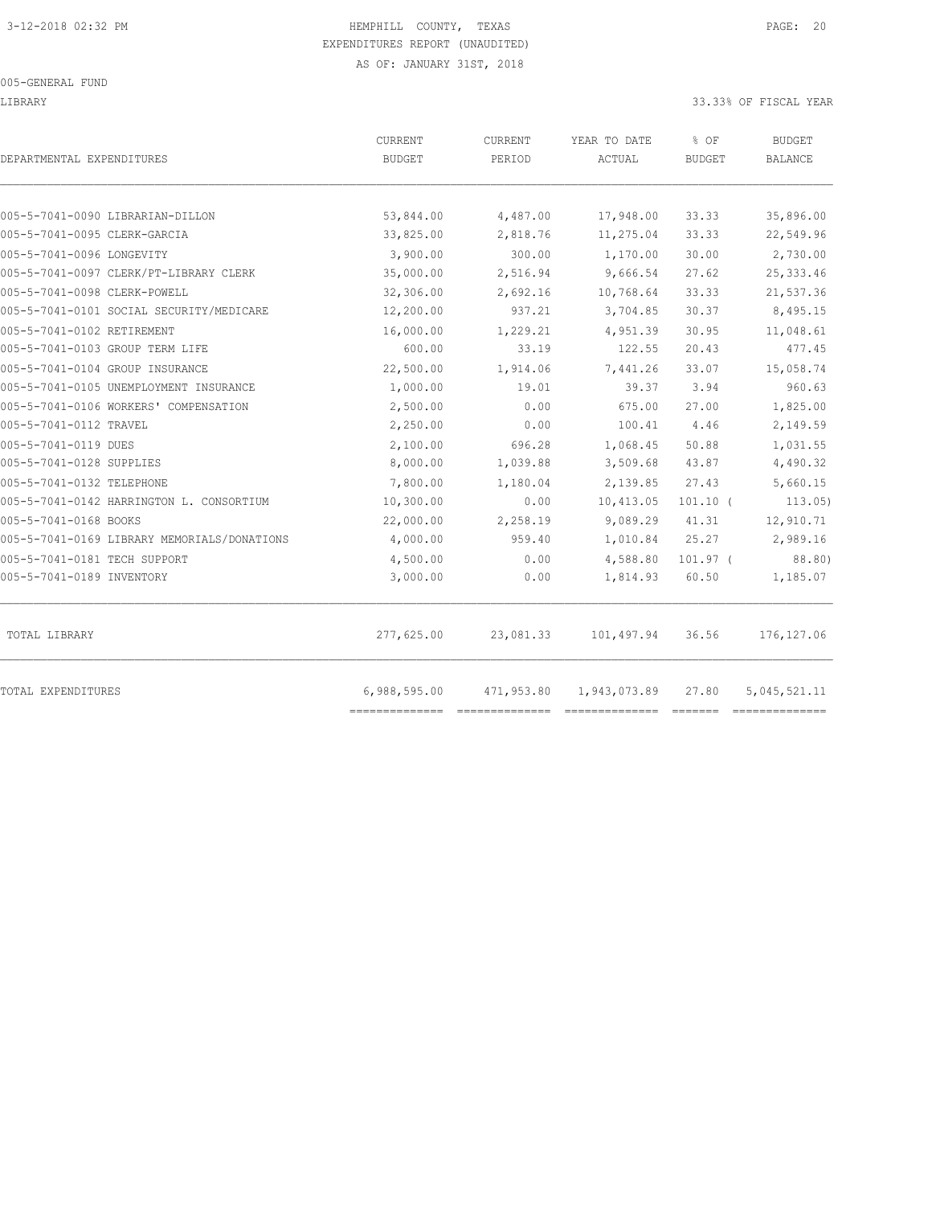3-12-2018 02:32 PM

# HEMPHILL COUNTY, TEXAS

EXPENDITURES REPORT (UNAUDITED)

AS OF: JANUARY 31ST, 2018

005-GENERAL FUND

LIBRARY — 33.33% OF FISCAL YEAR

| DEPARTMENTAL EXPENDITURES | CURRENT BUDGET | CURRENT PERIOD | YEAR TO DATE ACTUAL | % OF BUDGET | BUDGET BALANCE |
|---|---|---|---|---|---|
| 005-5-7041-0090 LIBRARIAN-DILLON | 53,844.00 | 4,487.00 | 17,948.00 | 33.33 | 35,896.00 |
| 005-5-7041-0095 CLERK-GARCIA | 33,825.00 | 2,818.76 | 11,275.04 | 33.33 | 22,549.96 |
| 005-5-7041-0096 LONGEVITY | 3,900.00 | 300.00 | 1,170.00 | 30.00 | 2,730.00 |
| 005-5-7041-0097 CLERK/PT-LIBRARY CLERK | 35,000.00 | 2,516.94 | 9,666.54 | 27.62 | 25,333.46 |
| 005-5-7041-0098 CLERK-POWELL | 32,306.00 | 2,692.16 | 10,768.64 | 33.33 | 21,537.36 |
| 005-5-7041-0101 SOCIAL SECURITY/MEDICARE | 12,200.00 | 937.21 | 3,704.85 | 30.37 | 8,495.15 |
| 005-5-7041-0102 RETIREMENT | 16,000.00 | 1,229.21 | 4,951.39 | 30.95 | 11,048.61 |
| 005-5-7041-0103 GROUP TERM LIFE | 600.00 | 33.19 | 122.55 | 20.43 | 477.45 |
| 005-5-7041-0104 GROUP INSURANCE | 22,500.00 | 1,914.06 | 7,441.26 | 33.07 | 15,058.74 |
| 005-5-7041-0105 UNEMPLOYMENT INSURANCE | 1,000.00 | 19.01 | 39.37 | 3.94 | 960.63 |
| 005-5-7041-0106 WORKERS' COMPENSATION | 2,500.00 | 0.00 | 675.00 | 27.00 | 1,825.00 |
| 005-5-7041-0112 TRAVEL | 2,250.00 | 0.00 | 100.41 | 4.46 | 2,149.59 |
| 005-5-7041-0119 DUES | 2,100.00 | 696.28 | 1,068.45 | 50.88 | 1,031.55 |
| 005-5-7041-0128 SUPPLIES | 8,000.00 | 1,039.88 | 3,509.68 | 43.87 | 4,490.32 |
| 005-5-7041-0132 TELEPHONE | 7,800.00 | 1,180.04 | 2,139.85 | 27.43 | 5,660.15 |
| 005-5-7041-0142 HARRINGTON L. CONSORTIUM | 10,300.00 | 0.00 | 10,413.05 | 101.10 | ( 113.05) |
| 005-5-7041-0168 BOOKS | 22,000.00 | 2,258.19 | 9,089.29 | 41.31 | 12,910.71 |
| 005-5-7041-0169 LIBRARY MEMORIALS/DONATIONS | 4,000.00 | 959.40 | 1,010.84 | 25.27 | 2,989.16 |
| 005-5-7041-0181 TECH SUPPORT | 4,500.00 | 0.00 | 4,588.80 | 101.97 | ( 88.80) |
| 005-5-7041-0189 INVENTORY | 3,000.00 | 0.00 | 1,814.93 | 60.50 | 1,185.07 |
| TOTAL LIBRARY | 277,625.00 | 23,081.33 | 101,497.94 | 36.56 | 176,127.06 |
| TOTAL EXPENDITURES | 6,988,595.00 | 471,953.80 | 1,943,073.89 | 27.80 | 5,045,521.11 |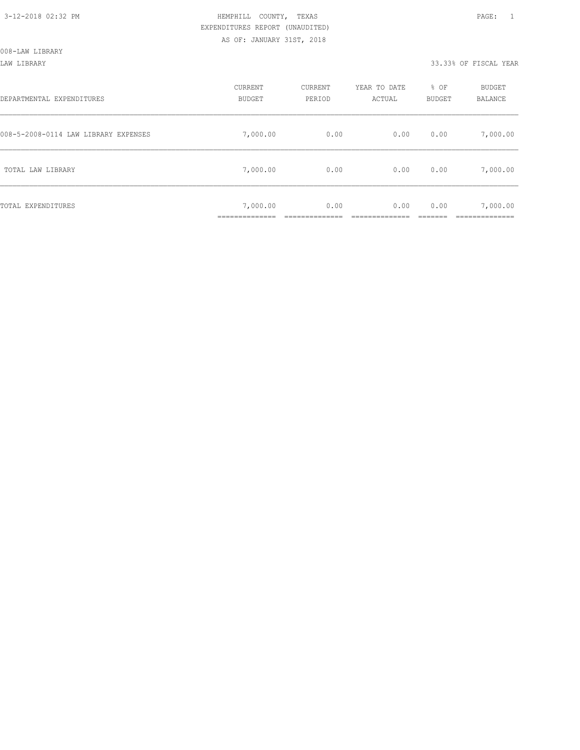HEMPHILL COUNTY, TEXAS
EXPENDITURES REPORT (UNAUDITED)
AS OF: JANUARY 31ST, 2018

008-LAW LIBRARY

LAW LIBRARY — 33.33% OF FISCAL YEAR

| DEPARTMENTAL EXPENDITURES | CURRENT BUDGET | CURRENT PERIOD | YEAR TO DATE ACTUAL | % OF BUDGET | BUDGET BALANCE |
|---|---|---|---|---|---|
| 008-5-2008-0114 LAW LIBRARY EXPENSES | 7,000.00 | 0.00 | 0.00 | 0.00 | 7,000.00 |
| TOTAL LAW LIBRARY | 7,000.00 | 0.00 | 0.00 | 0.00 | 7,000.00 |
| TOTAL EXPENDITURES | 7,000.00 | 0.00 | 0.00 | 0.00 | 7,000.00 |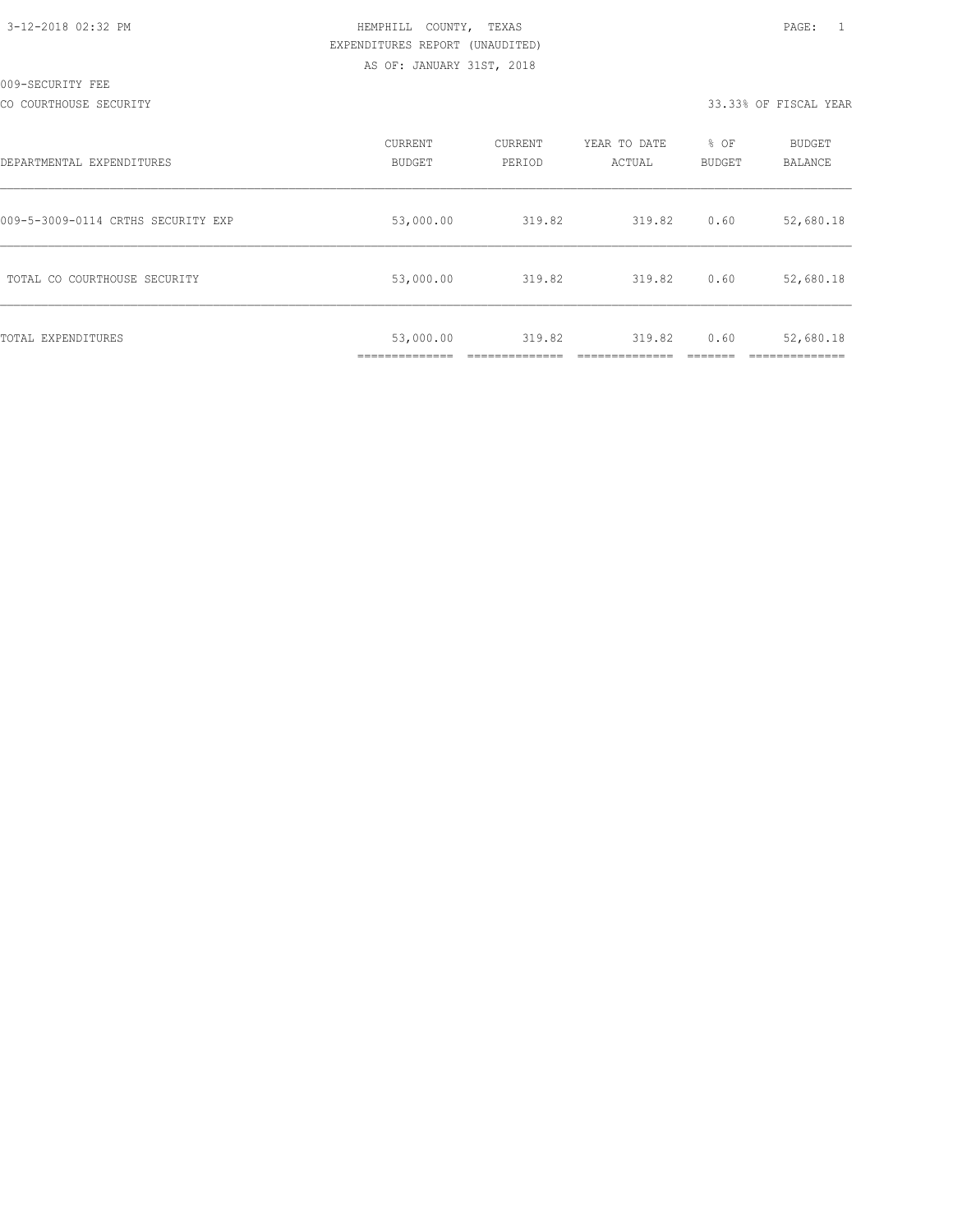HEMPHILL COUNTY, TEXAS
EXPENDITURES REPORT (UNAUDITED)
AS OF: JANUARY 31ST, 2018

009-SECURITY FEE

CO COURTHOUSE SECURITY — 33.33% OF FISCAL YEAR

| DEPARTMENTAL EXPENDITURES | CURRENT BUDGET | CURRENT PERIOD | YEAR TO DATE ACTUAL | % OF BUDGET | BUDGET BALANCE |
|---|---|---|---|---|---|
| 009-5-3009-0114 CRTHS SECURITY EXP | 53,000.00 | 319.82 | 319.82 | 0.60 | 52,680.18 |
| TOTAL CO COURTHOUSE SECURITY | 53,000.00 | 319.82 | 319.82 | 0.60 | 52,680.18 |
| TOTAL EXPENDITURES | 53,000.00 | 319.82 | 319.82 | 0.60 | 52,680.18 |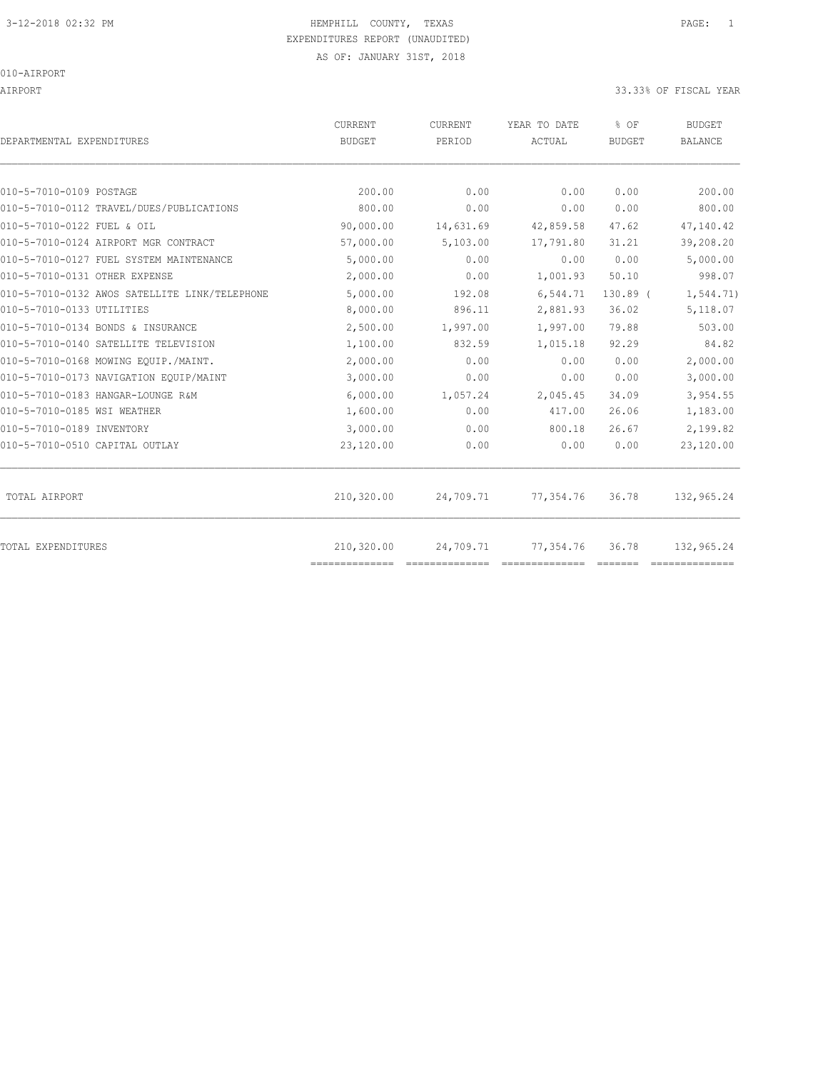HEMPHILL COUNTY, TEXAS

EXPENDITURES REPORT (UNAUDITED)

AS OF: JANUARY 31ST, 2018

010-AIRPORT

AIRPORT

33.33% OF FISCAL YEAR

| DEPARTMENTAL EXPENDITURES | CURRENT BUDGET | CURRENT PERIOD | YEAR TO DATE ACTUAL | % OF BUDGET | BUDGET BALANCE |
|---|---|---|---|---|---|
| 010-5-7010-0109 POSTAGE | 200.00 | 0.00 | 0.00 | 0.00 | 200.00 |
| 010-5-7010-0112 TRAVEL/DUES/PUBLICATIONS | 800.00 | 0.00 | 0.00 | 0.00 | 800.00 |
| 010-5-7010-0122 FUEL & OIL | 90,000.00 | 14,631.69 | 42,859.58 | 47.62 | 47,140.42 |
| 010-5-7010-0124 AIRPORT MGR CONTRACT | 57,000.00 | 5,103.00 | 17,791.80 | 31.21 | 39,208.20 |
| 010-5-7010-0127 FUEL SYSTEM MAINTENANCE | 5,000.00 | 0.00 | 0.00 | 0.00 | 5,000.00 |
| 010-5-7010-0131 OTHER EXPENSE | 2,000.00 | 0.00 | 1,001.93 | 50.10 | 998.07 |
| 010-5-7010-0132 AWOS SATELLITE LINK/TELEPHONE | 5,000.00 | 192.08 | 6,544.71 | 130.89 | (1,544.71) |
| 010-5-7010-0133 UTILITIES | 8,000.00 | 896.11 | 2,881.93 | 36.02 | 5,118.07 |
| 010-5-7010-0134 BONDS & INSURANCE | 2,500.00 | 1,997.00 | 1,997.00 | 79.88 | 503.00 |
| 010-5-7010-0140 SATELLITE TELEVISION | 1,100.00 | 832.59 | 1,015.18 | 92.29 | 84.82 |
| 010-5-7010-0168 MOWING EQUIP./MAINT. | 2,000.00 | 0.00 | 0.00 | 0.00 | 2,000.00 |
| 010-5-7010-0173 NAVIGATION EQUIP/MAINT | 3,000.00 | 0.00 | 0.00 | 0.00 | 3,000.00 |
| 010-5-7010-0183 HANGAR-LOUNGE R&M | 6,000.00 | 1,057.24 | 2,045.45 | 34.09 | 3,954.55 |
| 010-5-7010-0185 WSI WEATHER | 1,600.00 | 0.00 | 417.00 | 26.06 | 1,183.00 |
| 010-5-7010-0189 INVENTORY | 3,000.00 | 0.00 | 800.18 | 26.67 | 2,199.82 |
| 010-5-7010-0510 CAPITAL OUTLAY | 23,120.00 | 0.00 | 0.00 | 0.00 | 23,120.00 |
| TOTAL AIRPORT | 210,320.00 | 24,709.71 | 77,354.76 | 36.78 | 132,965.24 |
| TOTAL EXPENDITURES | 210,320.00 | 24,709.71 | 77,354.76 | 36.78 | 132,965.24 |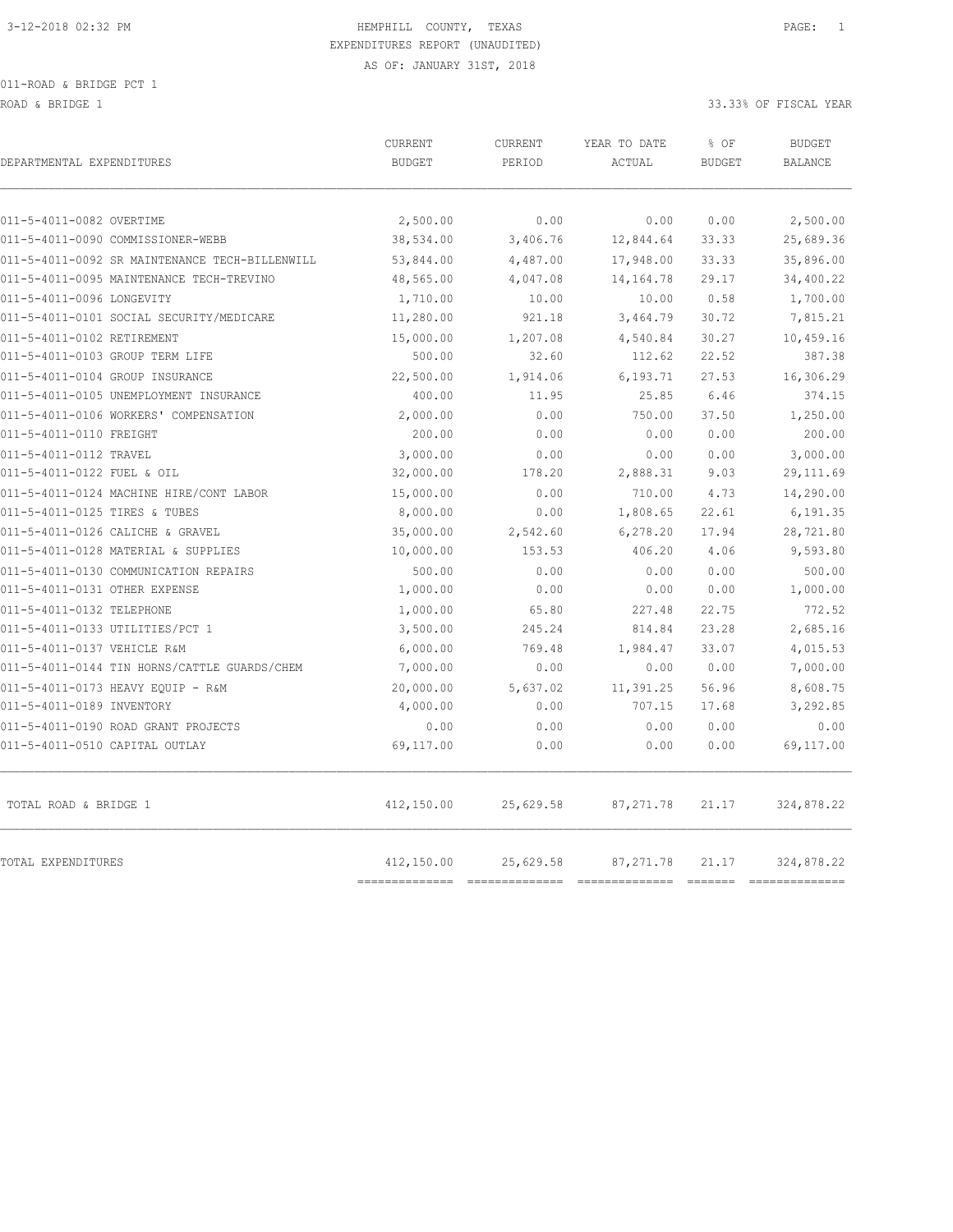HEMPHILL COUNTY, TEXAS
EXPENDITURES REPORT (UNAUDITED)
AS OF: JANUARY 31ST, 2018

011-ROAD & BRIDGE PCT 1

ROAD & BRIDGE 1

33.33% OF FISCAL YEAR

| DEPARTMENTAL EXPENDITURES | CURRENT BUDGET | CURRENT PERIOD | YEAR TO DATE ACTUAL | % OF BUDGET | BUDGET BALANCE |
|---|---|---|---|---|---|
| 011-5-4011-0082 OVERTIME | 2,500.00 | 0.00 | 0.00 | 0.00 | 2,500.00 |
| 011-5-4011-0090 COMMISSIONER-WEBB | 38,534.00 | 3,406.76 | 12,844.64 | 33.33 | 25,689.36 |
| 011-5-4011-0092 SR MAINTENANCE TECH-BILLENWILL | 53,844.00 | 4,487.00 | 17,948.00 | 33.33 | 35,896.00 |
| 011-5-4011-0095 MAINTENANCE TECH-TREVINO | 48,565.00 | 4,047.08 | 14,164.78 | 29.17 | 34,400.22 |
| 011-5-4011-0096 LONGEVITY | 1,710.00 | 10.00 | 10.00 | 0.58 | 1,700.00 |
| 011-5-4011-0101 SOCIAL SECURITY/MEDICARE | 11,280.00 | 921.18 | 3,464.79 | 30.72 | 7,815.21 |
| 011-5-4011-0102 RETIREMENT | 15,000.00 | 1,207.08 | 4,540.84 | 30.27 | 10,459.16 |
| 011-5-4011-0103 GROUP TERM LIFE | 500.00 | 32.60 | 112.62 | 22.52 | 387.38 |
| 011-5-4011-0104 GROUP INSURANCE | 22,500.00 | 1,914.06 | 6,193.71 | 27.53 | 16,306.29 |
| 011-5-4011-0105 UNEMPLOYMENT INSURANCE | 400.00 | 11.95 | 25.85 | 6.46 | 374.15 |
| 011-5-4011-0106 WORKERS' COMPENSATION | 2,000.00 | 0.00 | 750.00 | 37.50 | 1,250.00 |
| 011-5-4011-0110 FREIGHT | 200.00 | 0.00 | 0.00 | 0.00 | 200.00 |
| 011-5-4011-0112 TRAVEL | 3,000.00 | 0.00 | 0.00 | 0.00 | 3,000.00 |
| 011-5-4011-0122 FUEL & OIL | 32,000.00 | 178.20 | 2,888.31 | 9.03 | 29,111.69 |
| 011-5-4011-0124 MACHINE HIRE/CONT LABOR | 15,000.00 | 0.00 | 710.00 | 4.73 | 14,290.00 |
| 011-5-4011-0125 TIRES & TUBES | 8,000.00 | 0.00 | 1,808.65 | 22.61 | 6,191.35 |
| 011-5-4011-0126 CALICHE & GRAVEL | 35,000.00 | 2,542.60 | 6,278.20 | 17.94 | 28,721.80 |
| 011-5-4011-0128 MATERIAL & SUPPLIES | 10,000.00 | 153.53 | 406.20 | 4.06 | 9,593.80 |
| 011-5-4011-0130 COMMUNICATION REPAIRS | 500.00 | 0.00 | 0.00 | 0.00 | 500.00 |
| 011-5-4011-0131 OTHER EXPENSE | 1,000.00 | 0.00 | 0.00 | 0.00 | 1,000.00 |
| 011-5-4011-0132 TELEPHONE | 1,000.00 | 65.80 | 227.48 | 22.75 | 772.52 |
| 011-5-4011-0133 UTILITIES/PCT 1 | 3,500.00 | 245.24 | 814.84 | 23.28 | 2,685.16 |
| 011-5-4011-0137 VEHICLE R&M | 6,000.00 | 769.48 | 1,984.47 | 33.07 | 4,015.53 |
| 011-5-4011-0144 TIN HORNS/CATTLE GUARDS/CHEM | 7,000.00 | 0.00 | 0.00 | 0.00 | 7,000.00 |
| 011-5-4011-0173 HEAVY EQUIP - R&M | 20,000.00 | 5,637.02 | 11,391.25 | 56.96 | 8,608.75 |
| 011-5-4011-0189 INVENTORY | 4,000.00 | 0.00 | 707.15 | 17.68 | 3,292.85 |
| 011-5-4011-0190 ROAD GRANT PROJECTS | 0.00 | 0.00 | 0.00 | 0.00 | 0.00 |
| 011-5-4011-0510 CAPITAL OUTLAY | 69,117.00 | 0.00 | 0.00 | 0.00 | 69,117.00 |
| TOTAL ROAD & BRIDGE 1 | 412,150.00 | 25,629.58 | 87,271.78 | 21.17 | 324,878.22 |
| TOTAL EXPENDITURES | 412,150.00 | 25,629.58 | 87,271.78 | 21.17 | 324,878.22 |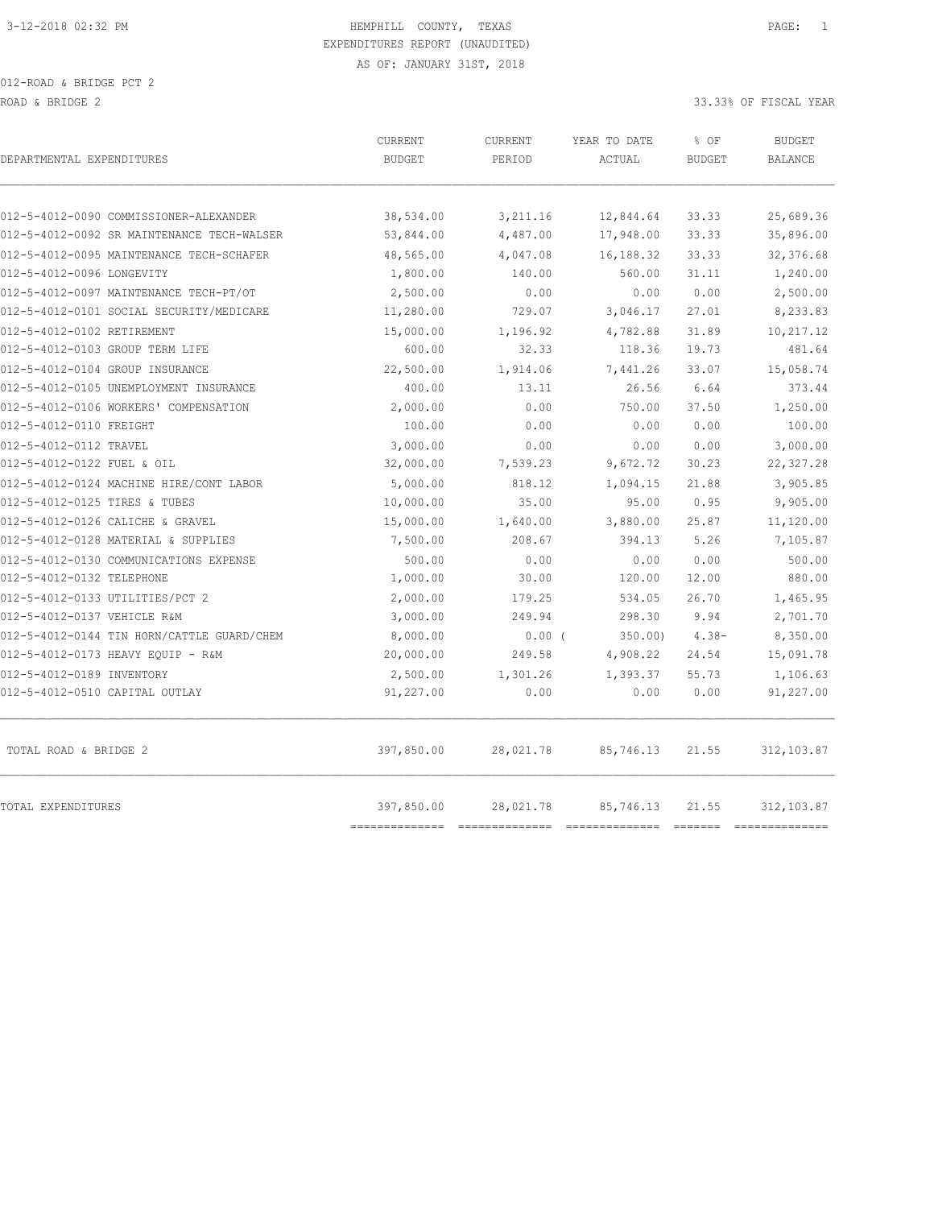HEMPHILL COUNTY, TEXAS
EXPENDITURES REPORT (UNAUDITED)
AS OF: JANUARY 31ST, 2018

012-ROAD & BRIDGE PCT 2

ROAD & BRIDGE 2 — 33.33% OF FISCAL YEAR

| DEPARTMENTAL EXPENDITURES | CURRENT BUDGET | CURRENT PERIOD | YEAR TO DATE ACTUAL | % OF BUDGET | BUDGET BALANCE |
|---|---|---|---|---|---|
| 012-5-4012-0090 COMMISSIONER-ALEXANDER | 38,534.00 | 3,211.16 | 12,844.64 | 33.33 | 25,689.36 |
| 012-5-4012-0092 SR MAINTENANCE TECH-WALSER | 53,844.00 | 4,487.00 | 17,948.00 | 33.33 | 35,896.00 |
| 012-5-4012-0095 MAINTENANCE TECH-SCHAFER | 48,565.00 | 4,047.08 | 16,188.32 | 33.33 | 32,376.68 |
| 012-5-4012-0096 LONGEVITY | 1,800.00 | 140.00 | 560.00 | 31.11 | 1,240.00 |
| 012-5-4012-0097 MAINTENANCE TECH-PT/OT | 2,500.00 | 0.00 | 0.00 | 0.00 | 2,500.00 |
| 012-5-4012-0101 SOCIAL SECURITY/MEDICARE | 11,280.00 | 729.07 | 3,046.17 | 27.01 | 8,233.83 |
| 012-5-4012-0102 RETIREMENT | 15,000.00 | 1,196.92 | 4,782.88 | 31.89 | 10,217.12 |
| 012-5-4012-0103 GROUP TERM LIFE | 600.00 | 32.33 | 118.36 | 19.73 | 481.64 |
| 012-5-4012-0104 GROUP INSURANCE | 22,500.00 | 1,914.06 | 7,441.26 | 33.07 | 15,058.74 |
| 012-5-4012-0105 UNEMPLOYMENT INSURANCE | 400.00 | 13.11 | 26.56 | 6.64 | 373.44 |
| 012-5-4012-0106 WORKERS' COMPENSATION | 2,000.00 | 0.00 | 750.00 | 37.50 | 1,250.00 |
| 012-5-4012-0110 FREIGHT | 100.00 | 0.00 | 0.00 | 0.00 | 100.00 |
| 012-5-4012-0112 TRAVEL | 3,000.00 | 0.00 | 0.00 | 0.00 | 3,000.00 |
| 012-5-4012-0122 FUEL & OIL | 32,000.00 | 7,539.23 | 9,672.72 | 30.23 | 22,327.28 |
| 012-5-4012-0124 MACHINE HIRE/CONT LABOR | 5,000.00 | 818.12 | 1,094.15 | 21.88 | 3,905.85 |
| 012-5-4012-0125 TIRES & TUBES | 10,000.00 | 35.00 | 95.00 | 0.95 | 9,905.00 |
| 012-5-4012-0126 CALICHE & GRAVEL | 15,000.00 | 1,640.00 | 3,880.00 | 25.87 | 11,120.00 |
| 012-5-4012-0128 MATERIAL & SUPPLIES | 7,500.00 | 208.67 | 394.13 | 5.26 | 7,105.87 |
| 012-5-4012-0130 COMMUNICATIONS EXPENSE | 500.00 | 0.00 | 0.00 | 0.00 | 500.00 |
| 012-5-4012-0132 TELEPHONE | 1,000.00 | 30.00 | 120.00 | 12.00 | 880.00 |
| 012-5-4012-0133 UTILITIES/PCT 2 | 2,000.00 | 179.25 | 534.05 | 26.70 | 1,465.95 |
| 012-5-4012-0137 VEHICLE R&M | 3,000.00 | 249.94 | 298.30 | 9.94 | 2,701.70 |
| 012-5-4012-0144 TIN HORN/CATTLE GUARD/CHEM | 8,000.00 | 0.00 | ( 350.00) | 4.38- | 8,350.00 |
| 012-5-4012-0173 HEAVY EQUIP - R&M | 20,000.00 | 249.58 | 4,908.22 | 24.54 | 15,091.78 |
| 012-5-4012-0189 INVENTORY | 2,500.00 | 1,301.26 | 1,393.37 | 55.73 | 1,106.63 |
| 012-5-4012-0510 CAPITAL OUTLAY | 91,227.00 | 0.00 | 0.00 | 0.00 | 91,227.00 |
| TOTAL ROAD & BRIDGE 2 | 397,850.00 | 28,021.78 | 85,746.13 | 21.55 | 312,103.87 |
| TOTAL EXPENDITURES | 397,850.00 | 28,021.78 | 85,746.13 | 21.55 | 312,103.87 |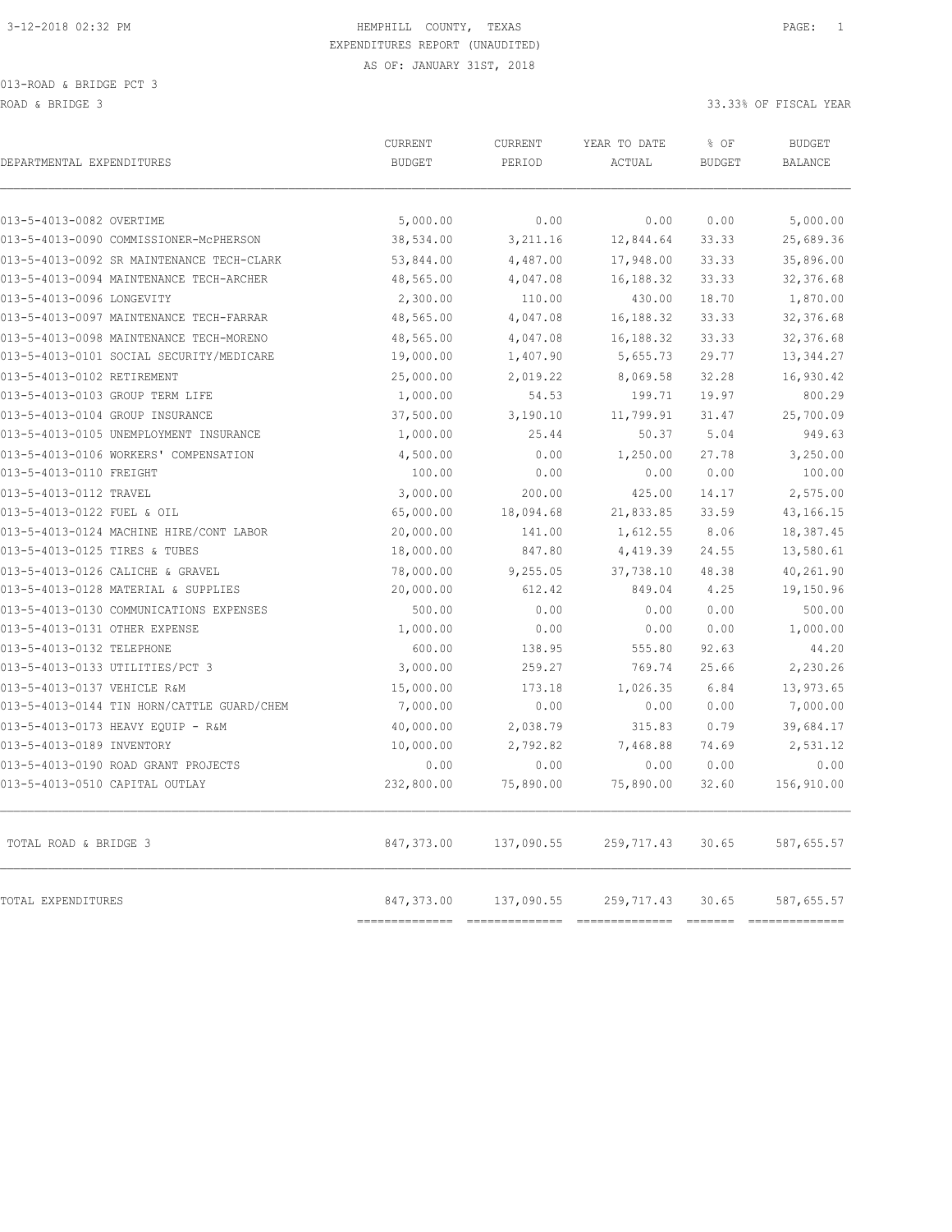3-12-2018 02:32 PM HEMPHILL COUNTY, TEXAS PAGE: 1

EXPENDITURES REPORT (UNAUDITED)

AS OF: JANUARY 31ST, 2018

013-ROAD & BRIDGE PCT 3

ROAD & BRIDGE 3 33.33% OF FISCAL YEAR

| DEPARTMENTAL EXPENDITURES | CURRENT BUDGET | CURRENT PERIOD | YEAR TO DATE ACTUAL | % OF BUDGET | BUDGET BALANCE |
|---|---|---|---|---|---|
| 013-5-4013-0082 OVERTIME | 5,000.00 | 0.00 | 0.00 | 0.00 | 5,000.00 |
| 013-5-4013-0090 COMMISSIONER-McPHERSON | 38,534.00 | 3,211.16 | 12,844.64 | 33.33 | 25,689.36 |
| 013-5-4013-0092 SR MAINTENANCE TECH-CLARK | 53,844.00 | 4,487.00 | 17,948.00 | 33.33 | 35,896.00 |
| 013-5-4013-0094 MAINTENANCE TECH-ARCHER | 48,565.00 | 4,047.08 | 16,188.32 | 33.33 | 32,376.68 |
| 013-5-4013-0096 LONGEVITY | 2,300.00 | 110.00 | 430.00 | 18.70 | 1,870.00 |
| 013-5-4013-0097 MAINTENANCE TECH-FARRAR | 48,565.00 | 4,047.08 | 16,188.32 | 33.33 | 32,376.68 |
| 013-5-4013-0098 MAINTENANCE TECH-MORENO | 48,565.00 | 4,047.08 | 16,188.32 | 33.33 | 32,376.68 |
| 013-5-4013-0101 SOCIAL SECURITY/MEDICARE | 19,000.00 | 1,407.90 | 5,655.73 | 29.77 | 13,344.27 |
| 013-5-4013-0102 RETIREMENT | 25,000.00 | 2,019.22 | 8,069.58 | 32.28 | 16,930.42 |
| 013-5-4013-0103 GROUP TERM LIFE | 1,000.00 | 54.53 | 199.71 | 19.97 | 800.29 |
| 013-5-4013-0104 GROUP INSURANCE | 37,500.00 | 3,190.10 | 11,799.91 | 31.47 | 25,700.09 |
| 013-5-4013-0105 UNEMPLOYMENT INSURANCE | 1,000.00 | 25.44 | 50.37 | 5.04 | 949.63 |
| 013-5-4013-0106 WORKERS' COMPENSATION | 4,500.00 | 0.00 | 1,250.00 | 27.78 | 3,250.00 |
| 013-5-4013-0110 FREIGHT | 100.00 | 0.00 | 0.00 | 0.00 | 100.00 |
| 013-5-4013-0112 TRAVEL | 3,000.00 | 200.00 | 425.00 | 14.17 | 2,575.00 |
| 013-5-4013-0122 FUEL & OIL | 65,000.00 | 18,094.68 | 21,833.85 | 33.59 | 43,166.15 |
| 013-5-4013-0124 MACHINE HIRE/CONT LABOR | 20,000.00 | 141.00 | 1,612.55 | 8.06 | 18,387.45 |
| 013-5-4013-0125 TIRES & TUBES | 18,000.00 | 847.80 | 4,419.39 | 24.55 | 13,580.61 |
| 013-5-4013-0126 CALICHE & GRAVEL | 78,000.00 | 9,255.05 | 37,738.10 | 48.38 | 40,261.90 |
| 013-5-4013-0128 MATERIAL & SUPPLIES | 20,000.00 | 612.42 | 849.04 | 4.25 | 19,150.96 |
| 013-5-4013-0130 COMMUNICATIONS EXPENSES | 500.00 | 0.00 | 0.00 | 0.00 | 500.00 |
| 013-5-4013-0131 OTHER EXPENSE | 1,000.00 | 0.00 | 0.00 | 0.00 | 1,000.00 |
| 013-5-4013-0132 TELEPHONE | 600.00 | 138.95 | 555.80 | 92.63 | 44.20 |
| 013-5-4013-0133 UTILITIES/PCT 3 | 3,000.00 | 259.27 | 769.74 | 25.66 | 2,230.26 |
| 013-5-4013-0137 VEHICLE R&M | 15,000.00 | 173.18 | 1,026.35 | 6.84 | 13,973.65 |
| 013-5-4013-0144 TIN HORN/CATTLE GUARD/CHEM | 7,000.00 | 0.00 | 0.00 | 0.00 | 7,000.00 |
| 013-5-4013-0173 HEAVY EQUIP - R&M | 40,000.00 | 2,038.79 | 315.83 | 0.79 | 39,684.17 |
| 013-5-4013-0189 INVENTORY | 10,000.00 | 2,792.82 | 7,468.88 | 74.69 | 2,531.12 |
| 013-5-4013-0190 ROAD GRANT PROJECTS | 0.00 | 0.00 | 0.00 | 0.00 | 0.00 |
| 013-5-4013-0510 CAPITAL OUTLAY | 232,800.00 | 75,890.00 | 75,890.00 | 32.60 | 156,910.00 |
| TOTAL ROAD & BRIDGE 3 | 847,373.00 | 137,090.55 | 259,717.43 | 30.65 | 587,655.57 |
| TOTAL EXPENDITURES | 847,373.00 | 137,090.55 | 259,717.43 | 30.65 | 587,655.57 |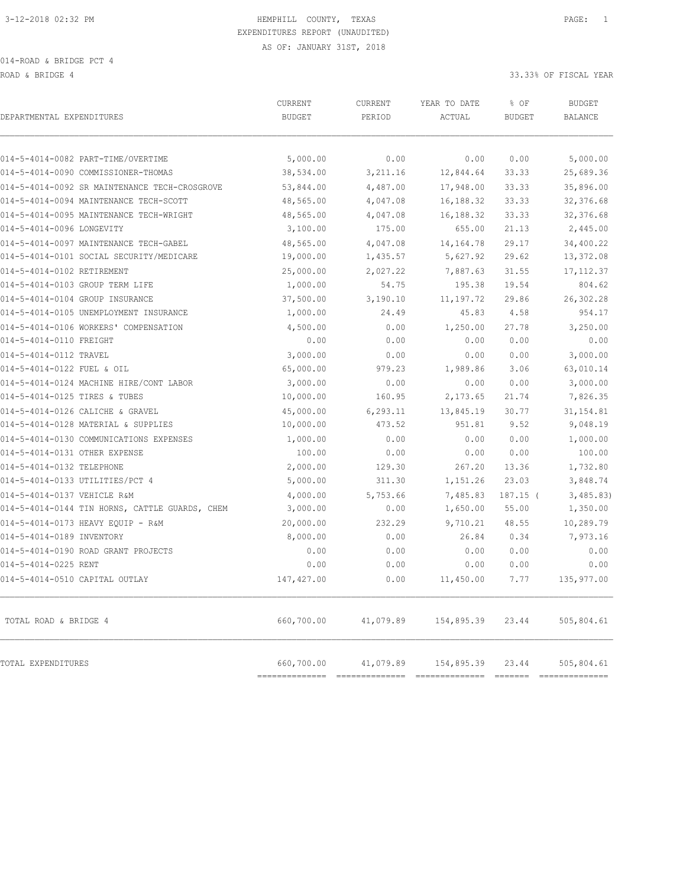3-12-2018 02:32 PM

HEMPHILL COUNTY, TEXAS
EXPENDITURES REPORT (UNAUDITED)
AS OF: JANUARY 31ST, 2018

014-ROAD & BRIDGE PCT 4
ROAD & BRIDGE 4

33.33% OF FISCAL YEAR

| DEPARTMENTAL EXPENDITURES | CURRENT BUDGET | CURRENT PERIOD | YEAR TO DATE ACTUAL | % OF BUDGET | BUDGET BALANCE |
|---|---|---|---|---|---|
| 014-5-4014-0082 PART-TIME/OVERTIME | 5,000.00 | 0.00 | 0.00 | 0.00 | 5,000.00 |
| 014-5-4014-0090 COMMISSIONER-THOMAS | 38,534.00 | 3,211.16 | 12,844.64 | 33.33 | 25,689.36 |
| 014-5-4014-0092 SR MAINTENANCE TECH-CROSGROVE | 53,844.00 | 4,487.00 | 17,948.00 | 33.33 | 35,896.00 |
| 014-5-4014-0094 MAINTENANCE TECH-SCOTT | 48,565.00 | 4,047.08 | 16,188.32 | 33.33 | 32,376.68 |
| 014-5-4014-0095 MAINTENANCE TECH-WRIGHT | 48,565.00 | 4,047.08 | 16,188.32 | 33.33 | 32,376.68 |
| 014-5-4014-0096 LONGEVITY | 3,100.00 | 175.00 | 655.00 | 21.13 | 2,445.00 |
| 014-5-4014-0097 MAINTENANCE TECH-GABEL | 48,565.00 | 4,047.08 | 14,164.78 | 29.17 | 34,400.22 |
| 014-5-4014-0101 SOCIAL SECURITY/MEDICARE | 19,000.00 | 1,435.57 | 5,627.92 | 29.62 | 13,372.08 |
| 014-5-4014-0102 RETIREMENT | 25,000.00 | 2,027.22 | 7,887.63 | 31.55 | 17,112.37 |
| 014-5-4014-0103 GROUP TERM LIFE | 1,000.00 | 54.75 | 195.38 | 19.54 | 804.62 |
| 014-5-4014-0104 GROUP INSURANCE | 37,500.00 | 3,190.10 | 11,197.72 | 29.86 | 26,302.28 |
| 014-5-4014-0105 UNEMPLOYMENT INSURANCE | 1,000.00 | 24.49 | 45.83 | 4.58 | 954.17 |
| 014-5-4014-0106 WORKERS' COMPENSATION | 4,500.00 | 0.00 | 1,250.00 | 27.78 | 3,250.00 |
| 014-5-4014-0110 FREIGHT | 0.00 | 0.00 | 0.00 | 0.00 | 0.00 |
| 014-5-4014-0112 TRAVEL | 3,000.00 | 0.00 | 0.00 | 0.00 | 3,000.00 |
| 014-5-4014-0122 FUEL & OIL | 65,000.00 | 979.23 | 1,989.86 | 3.06 | 63,010.14 |
| 014-5-4014-0124 MACHINE HIRE/CONT LABOR | 3,000.00 | 0.00 | 0.00 | 0.00 | 3,000.00 |
| 014-5-4014-0125 TIRES & TUBES | 10,000.00 | 160.95 | 2,173.65 | 21.74 | 7,826.35 |
| 014-5-4014-0126 CALICHE & GRAVEL | 45,000.00 | 6,293.11 | 13,845.19 | 30.77 | 31,154.81 |
| 014-5-4014-0128 MATERIAL & SUPPLIES | 10,000.00 | 473.52 | 951.81 | 9.52 | 9,048.19 |
| 014-5-4014-0130 COMMUNICATIONS EXPENSES | 1,000.00 | 0.00 | 0.00 | 0.00 | 1,000.00 |
| 014-5-4014-0131 OTHER EXPENSE | 100.00 | 0.00 | 0.00 | 0.00 | 100.00 |
| 014-5-4014-0132 TELEPHONE | 2,000.00 | 129.30 | 267.20 | 13.36 | 1,732.80 |
| 014-5-4014-0133 UTILITIES/PCT 4 | 5,000.00 | 311.30 | 1,151.26 | 23.03 | 3,848.74 |
| 014-5-4014-0137 VEHICLE R&M | 4,000.00 | 5,753.66 | 7,485.83 | 187.15 ( | 3,485.83) |
| 014-5-4014-0144 TIN HORNS, CATTLE GUARDS, CHEM | 3,000.00 | 0.00 | 1,650.00 | 55.00 | 1,350.00 |
| 014-5-4014-0173 HEAVY EQUIP - R&M | 20,000.00 | 232.29 | 9,710.21 | 48.55 | 10,289.79 |
| 014-5-4014-0189 INVENTORY | 8,000.00 | 0.00 | 26.84 | 0.34 | 7,973.16 |
| 014-5-4014-0190 ROAD GRANT PROJECTS | 0.00 | 0.00 | 0.00 | 0.00 | 0.00 |
| 014-5-4014-0225 RENT | 0.00 | 0.00 | 0.00 | 0.00 | 0.00 |
| 014-5-4014-0510 CAPITAL OUTLAY | 147,427.00 | 0.00 | 11,450.00 | 7.77 | 135,977.00 |
| TOTAL ROAD & BRIDGE 4 | 660,700.00 | 41,079.89 | 154,895.39 | 23.44 | 505,804.61 |
| TOTAL EXPENDITURES | 660,700.00 | 41,079.89 | 154,895.39 | 23.44 | 505,804.61 |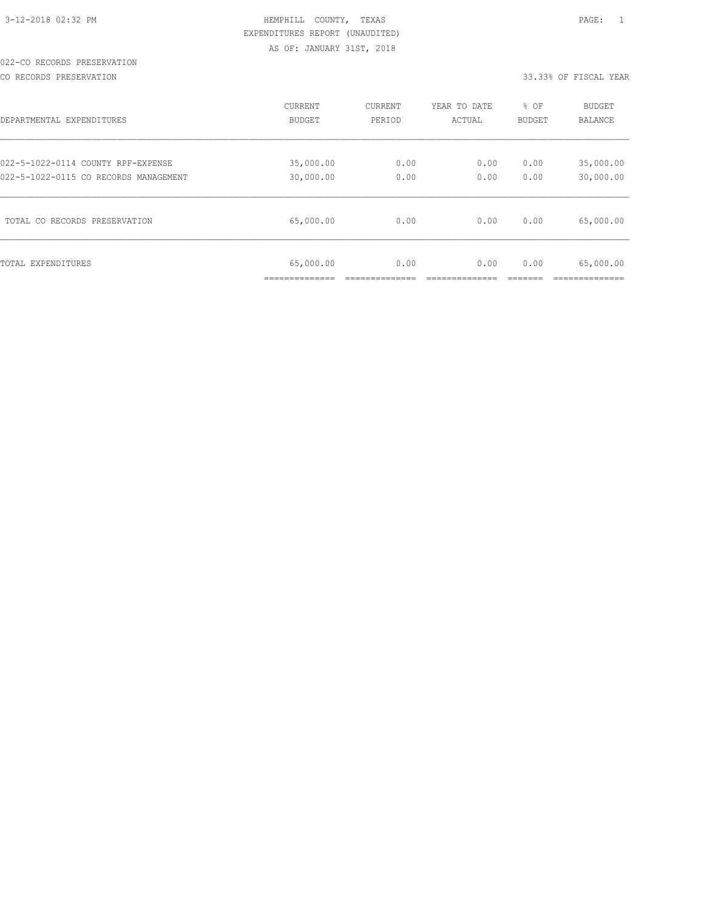HEMPHILL COUNTY, TEXAS
EXPENDITURES REPORT (UNAUDITED)
AS OF: JANUARY 31ST, 2018

022-CO RECORDS PRESERVATION

CO RECORDS PRESERVATION — 33.33% OF FISCAL YEAR

| DEPARTMENTAL EXPENDITURES | CURRENT BUDGET | CURRENT PERIOD | YEAR TO DATE ACTUAL | % OF BUDGET | BUDGET BALANCE |
|---|---|---|---|---|---|
| 022-5-1022-0114 COUNTY RPF-EXPENSE | 35,000.00 | 0.00 | 0.00 | 0.00 | 35,000.00 |
| 022-5-1022-0115 CO RECORDS MANAGEMENT | 30,000.00 | 0.00 | 0.00 | 0.00 | 30,000.00 |
| TOTAL CO RECORDS PRESERVATION | 65,000.00 | 0.00 | 0.00 | 0.00 | 65,000.00 |
| TOTAL EXPENDITURES | 65,000.00 | 0.00 | 0.00 | 0.00 | 65,000.00 |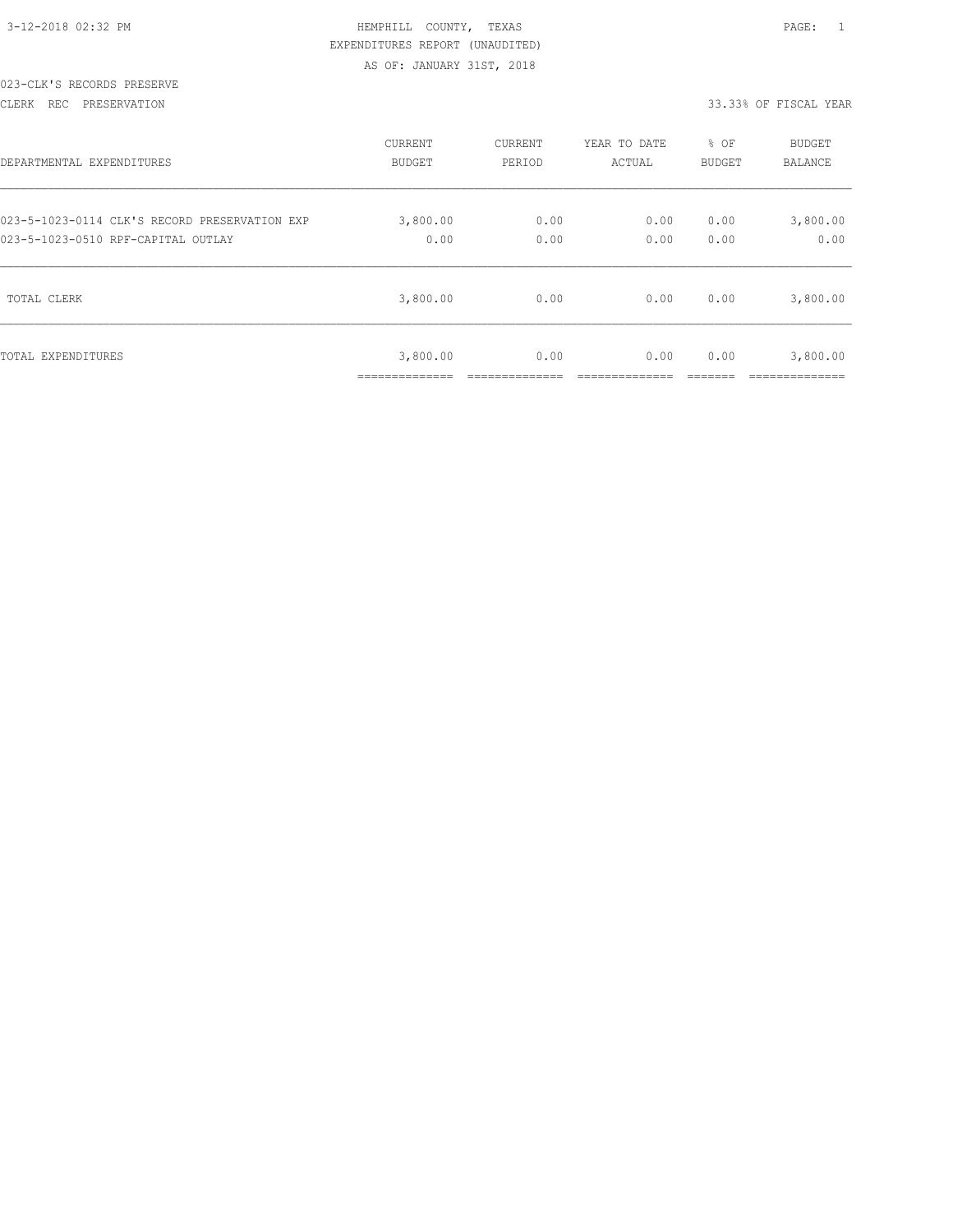3-12-2018 02:32 PM

HEMPHILL COUNTY, TEXAS

EXPENDITURES REPORT (UNAUDITED)

AS OF: JANUARY 31ST, 2018

023-CLK'S RECORDS PRESERVE

CLERK REC PRESERVATION

33.33% OF FISCAL YEAR

| DEPARTMENTAL EXPENDITURES | CURRENT BUDGET | CURRENT PERIOD | YEAR TO DATE ACTUAL | % OF BUDGET | BUDGET BALANCE |
|---|---|---|---|---|---|
| 023-5-1023-0114 CLK'S RECORD PRESERVATION EXP | 3,800.00 | 0.00 | 0.00 | 0.00 | 3,800.00 |
| 023-5-1023-0510 RPF-CAPITAL OUTLAY | 0.00 | 0.00 | 0.00 | 0.00 | 0.00 |
| TOTAL CLERK | 3,800.00 | 0.00 | 0.00 | 0.00 | 3,800.00 |
| TOTAL EXPENDITURES | 3,800.00 | 0.00 | 0.00 | 0.00 | 3,800.00 |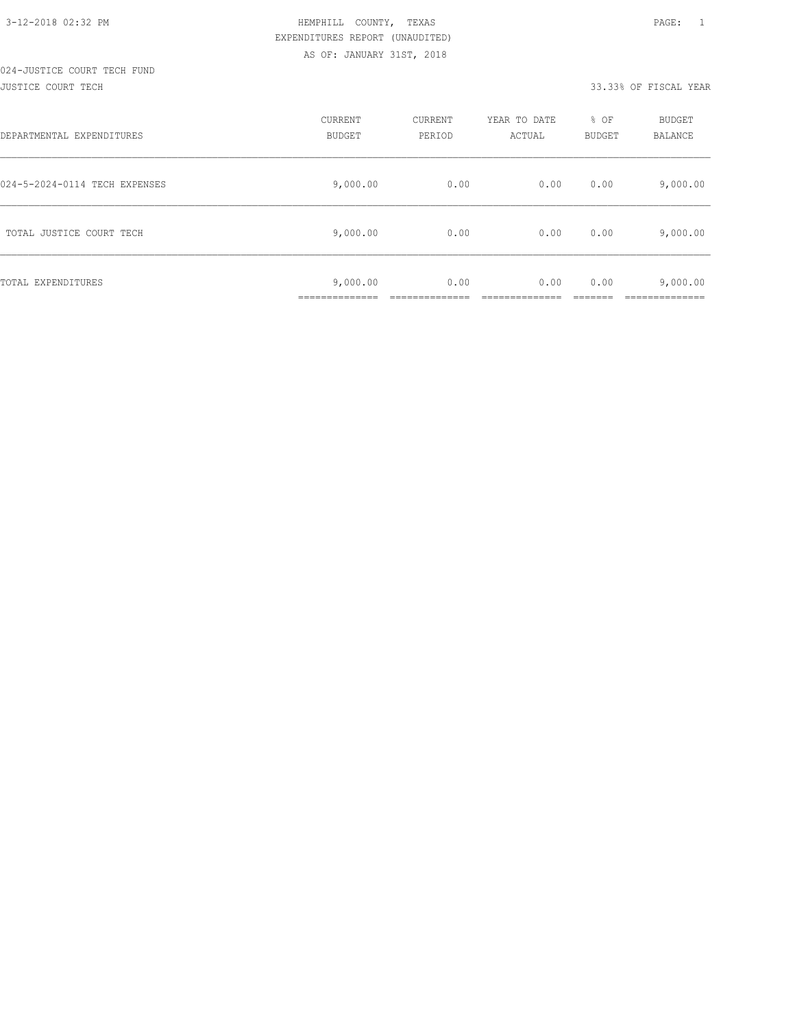HEMPHILL COUNTY, TEXAS

EXPENDITURES REPORT (UNAUDITED)

AS OF: JANUARY 31ST, 2018

024-JUSTICE COURT TECH FUND

JUSTICE COURT TECH 33.33% OF FISCAL YEAR

| DEPARTMENTAL EXPENDITURES | CURRENT BUDGET | CURRENT PERIOD | YEAR TO DATE ACTUAL | % OF BUDGET | BUDGET BALANCE |
|---|---|---|---|---|---|
| 024-5-2024-0114 TECH EXPENSES | 9,000.00 | 0.00 | 0.00 | 0.00 | 9,000.00 |
| TOTAL JUSTICE COURT TECH | 9,000.00 | 0.00 | 0.00 | 0.00 | 9,000.00 |
| TOTAL EXPENDITURES | 9,000.00 | 0.00 | 0.00 | 0.00 | 9,000.00 |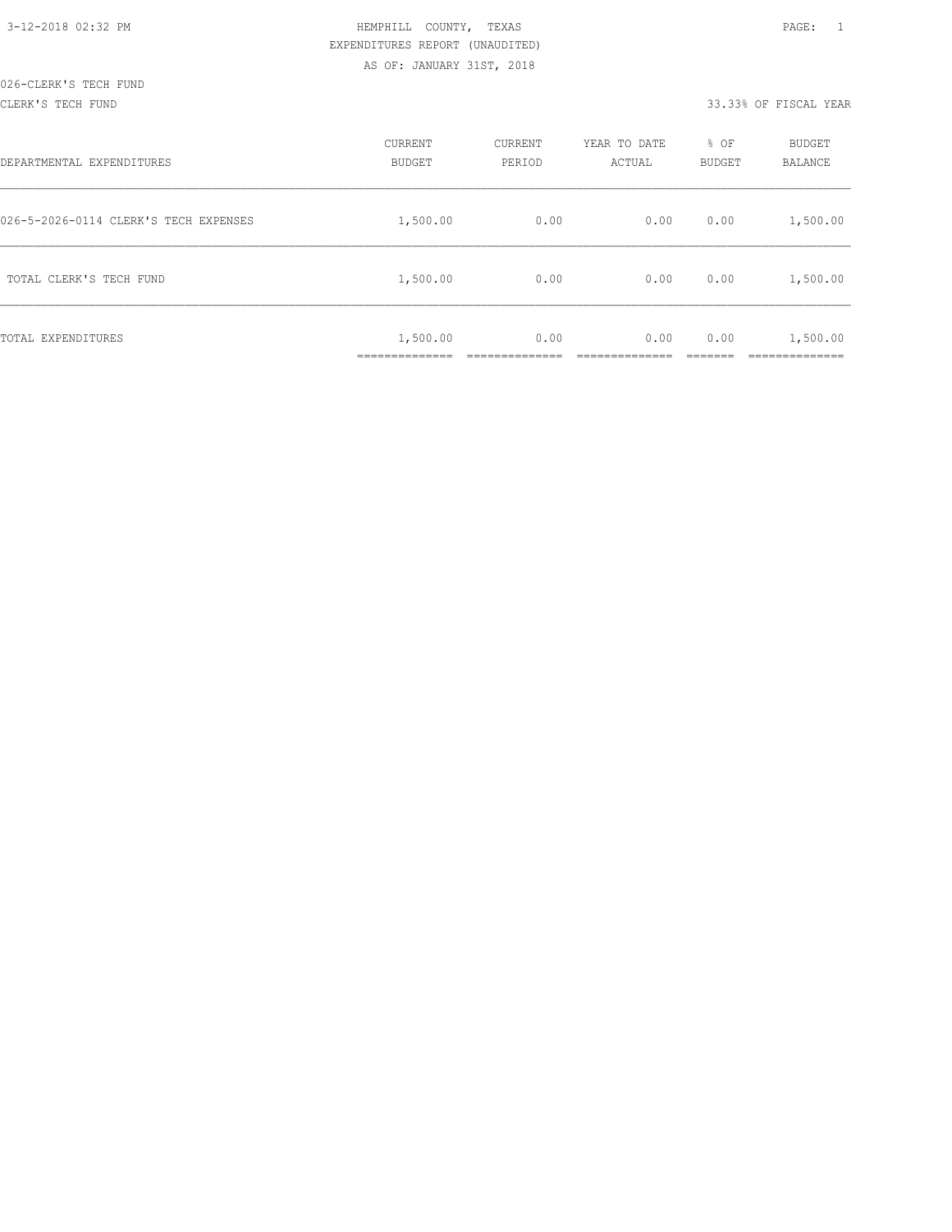HEMPHILL COUNTY, TEXAS
EXPENDITURES REPORT (UNAUDITED)
AS OF: JANUARY 31ST, 2018

026-CLERK'S TECH FUND
CLERK'S TECH FUND

33.33% OF FISCAL YEAR

| DEPARTMENTAL EXPENDITURES | CURRENT BUDGET | CURRENT PERIOD | YEAR TO DATE ACTUAL | % OF BUDGET | BUDGET BALANCE |
|---|---|---|---|---|---|
| 026-5-2026-0114 CLERK'S TECH EXPENSES | 1,500.00 | 0.00 | 0.00 | 0.00 | 1,500.00 |
| TOTAL CLERK'S TECH FUND | 1,500.00 | 0.00 | 0.00 | 0.00 | 1,500.00 |
| TOTAL EXPENDITURES | 1,500.00 | 0.00 | 0.00 | 0.00 | 1,500.00 |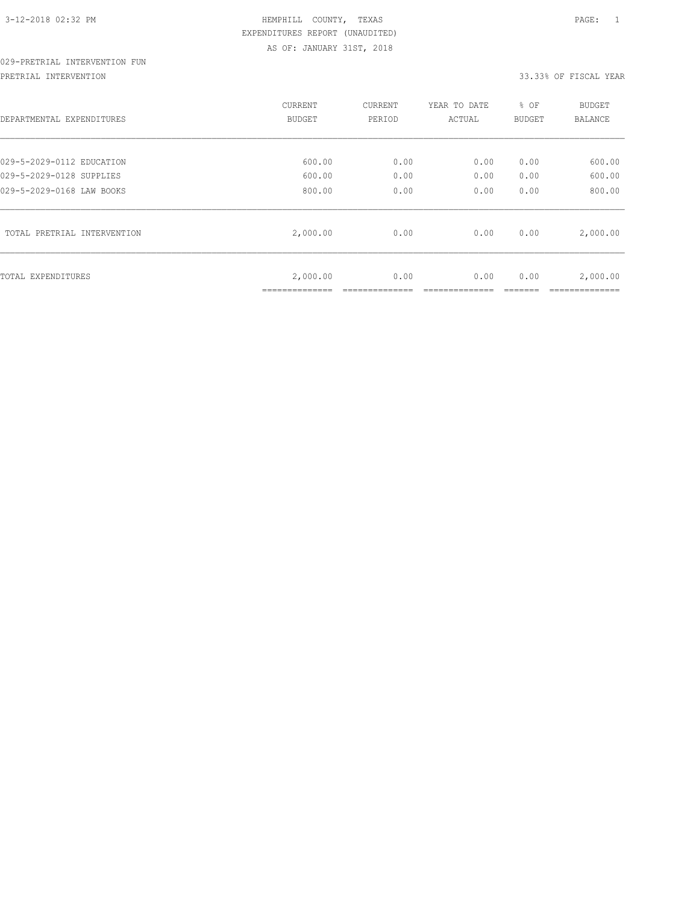HEMPHILL COUNTY, TEXAS
EXPENDITURES REPORT (UNAUDITED)
AS OF: JANUARY 31ST, 2018

029-PRETRIAL INTERVENTION FUN

PRETRIAL INTERVENTION — 33.33% OF FISCAL YEAR

| DEPARTMENTAL EXPENDITURES | CURRENT BUDGET | CURRENT PERIOD | YEAR TO DATE ACTUAL | % OF BUDGET | BUDGET BALANCE |
|---|---|---|---|---|---|
| 029-5-2029-0112 EDUCATION | 600.00 | 0.00 | 0.00 | 0.00 | 600.00 |
| 029-5-2029-0128 SUPPLIES | 600.00 | 0.00 | 0.00 | 0.00 | 600.00 |
| 029-5-2029-0168 LAW BOOKS | 800.00 | 0.00 | 0.00 | 0.00 | 800.00 |
| TOTAL PRETRIAL INTERVENTION | 2,000.00 | 0.00 | 0.00 | 0.00 | 2,000.00 |
| TOTAL EXPENDITURES | 2,000.00 | 0.00 | 0.00 | 0.00 | 2,000.00 |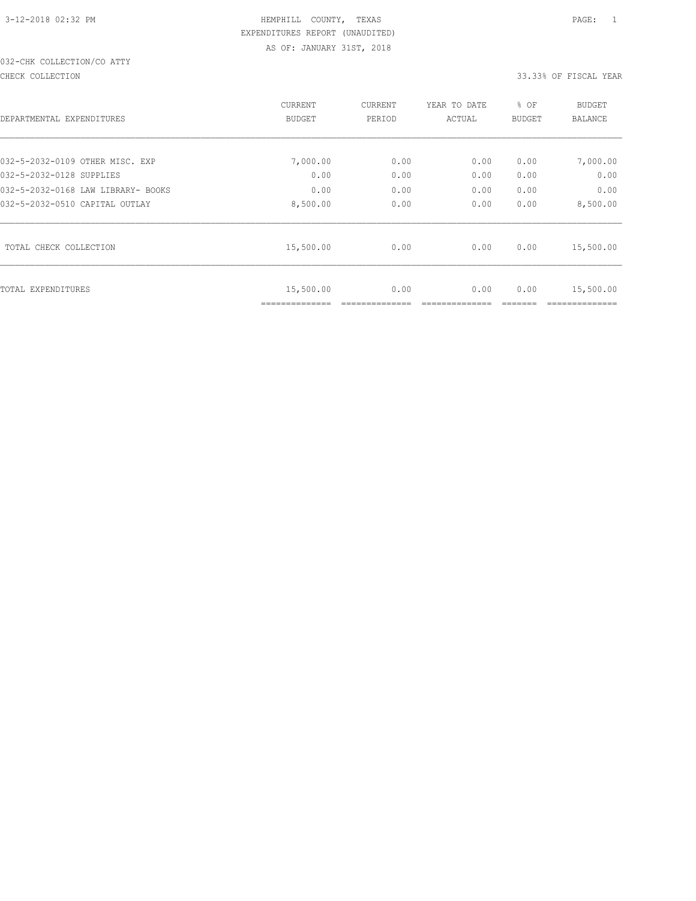3-12-2018 02:32 PM — HEMPHILL COUNTY, TEXAS — PAGE: 1

EXPENDITURES REPORT (UNAUDITED)

AS OF: JANUARY 31ST, 2018

032-CHK COLLECTION/CO ATTY

CHECK COLLECTION — 33.33% OF FISCAL YEAR

| DEPARTMENTAL EXPENDITURES | CURRENT BUDGET | CURRENT PERIOD | YEAR TO DATE ACTUAL | % OF BUDGET | BUDGET BALANCE |
|---|---|---|---|---|---|
| 032-5-2032-0109 OTHER MISC. EXP | 7,000.00 | 0.00 | 0.00 | 0.00 | 7,000.00 |
| 032-5-2032-0128 SUPPLIES | 0.00 | 0.00 | 0.00 | 0.00 | 0.00 |
| 032-5-2032-0168 LAW LIBRARY- BOOKS | 0.00 | 0.00 | 0.00 | 0.00 | 0.00 |
| 032-5-2032-0510 CAPITAL OUTLAY | 8,500.00 | 0.00 | 0.00 | 0.00 | 8,500.00 |
| TOTAL CHECK COLLECTION | 15,500.00 | 0.00 | 0.00 | 0.00 | 15,500.00 |
| TOTAL EXPENDITURES | 15,500.00 | 0.00 | 0.00 | 0.00 | 15,500.00 |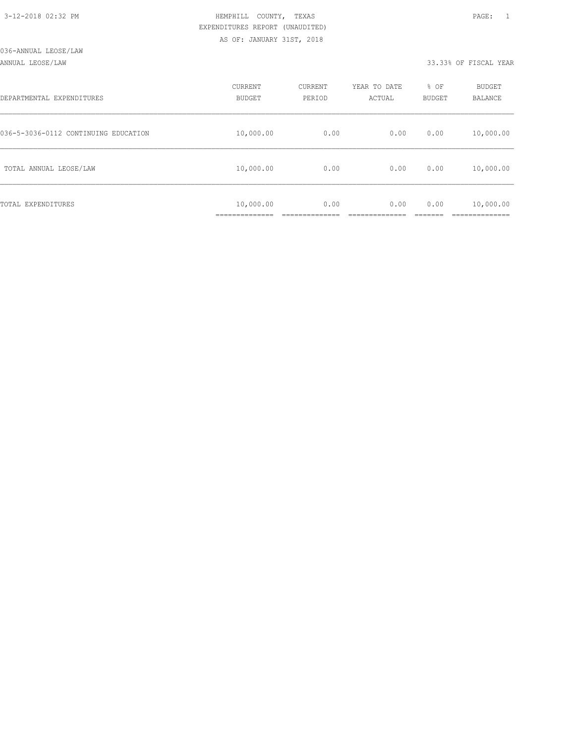HEMPHILL COUNTY, TEXAS
EXPENDITURES REPORT (UNAUDITED)
AS OF: JANUARY 31ST, 2018

036-ANNUAL LEOSE/LAW

ANNUAL LEOSE/LAW — 33.33% OF FISCAL YEAR

| DEPARTMENTAL EXPENDITURES | CURRENT BUDGET | CURRENT PERIOD | YEAR TO DATE ACTUAL | % OF BUDGET | BUDGET BALANCE |
|---|---|---|---|---|---|
| 036-5-3036-0112 CONTINUING EDUCATION | 10,000.00 | 0.00 | 0.00 | 0.00 | 10,000.00 |
| TOTAL ANNUAL LEOSE/LAW | 10,000.00 | 0.00 | 0.00 | 0.00 | 10,000.00 |
| TOTAL EXPENDITURES | 10,000.00 | 0.00 | 0.00 | 0.00 | 10,000.00 |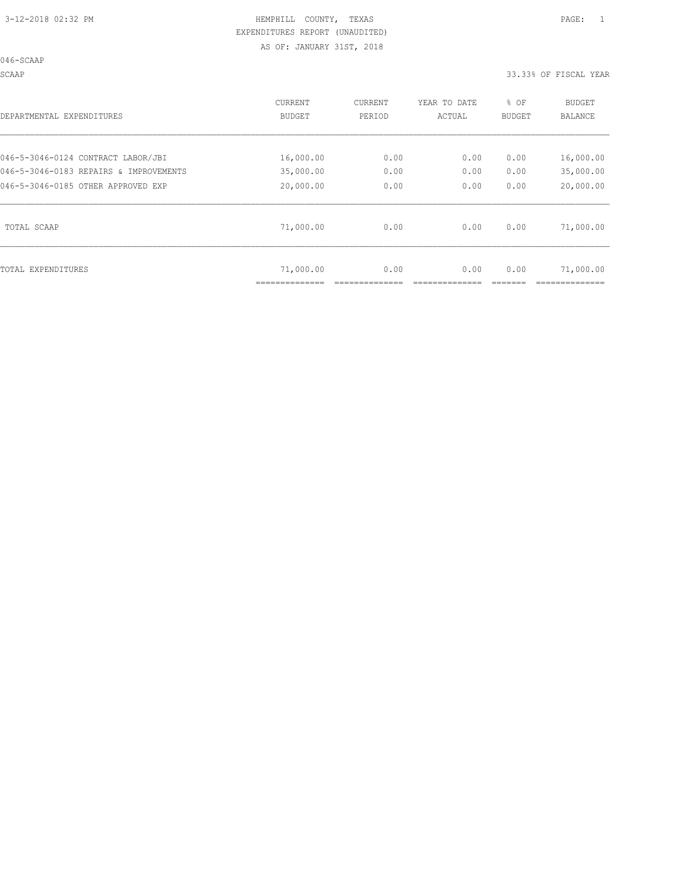HEMPHILL COUNTY, TEXAS
EXPENDITURES REPORT (UNAUDITED)
AS OF: JANUARY 31ST, 2018

046-SCAAP

SCAAP

33.33% OF FISCAL YEAR

| DEPARTMENTAL EXPENDITURES | CURRENT BUDGET | CURRENT PERIOD | YEAR TO DATE ACTUAL | % OF BUDGET | BUDGET BALANCE |
|---|---|---|---|---|---|
| 046-5-3046-0124 CONTRACT LABOR/JBI | 16,000.00 | 0.00 | 0.00 | 0.00 | 16,000.00 |
| 046-5-3046-0183 REPAIRS & IMPROVEMENTS | 35,000.00 | 0.00 | 0.00 | 0.00 | 35,000.00 |
| 046-5-3046-0185 OTHER APPROVED EXP | 20,000.00 | 0.00 | 0.00 | 0.00 | 20,000.00 |
| TOTAL SCAAP | 71,000.00 | 0.00 | 0.00 | 0.00 | 71,000.00 |
| TOTAL EXPENDITURES | 71,000.00 | 0.00 | 0.00 | 0.00 | 71,000.00 |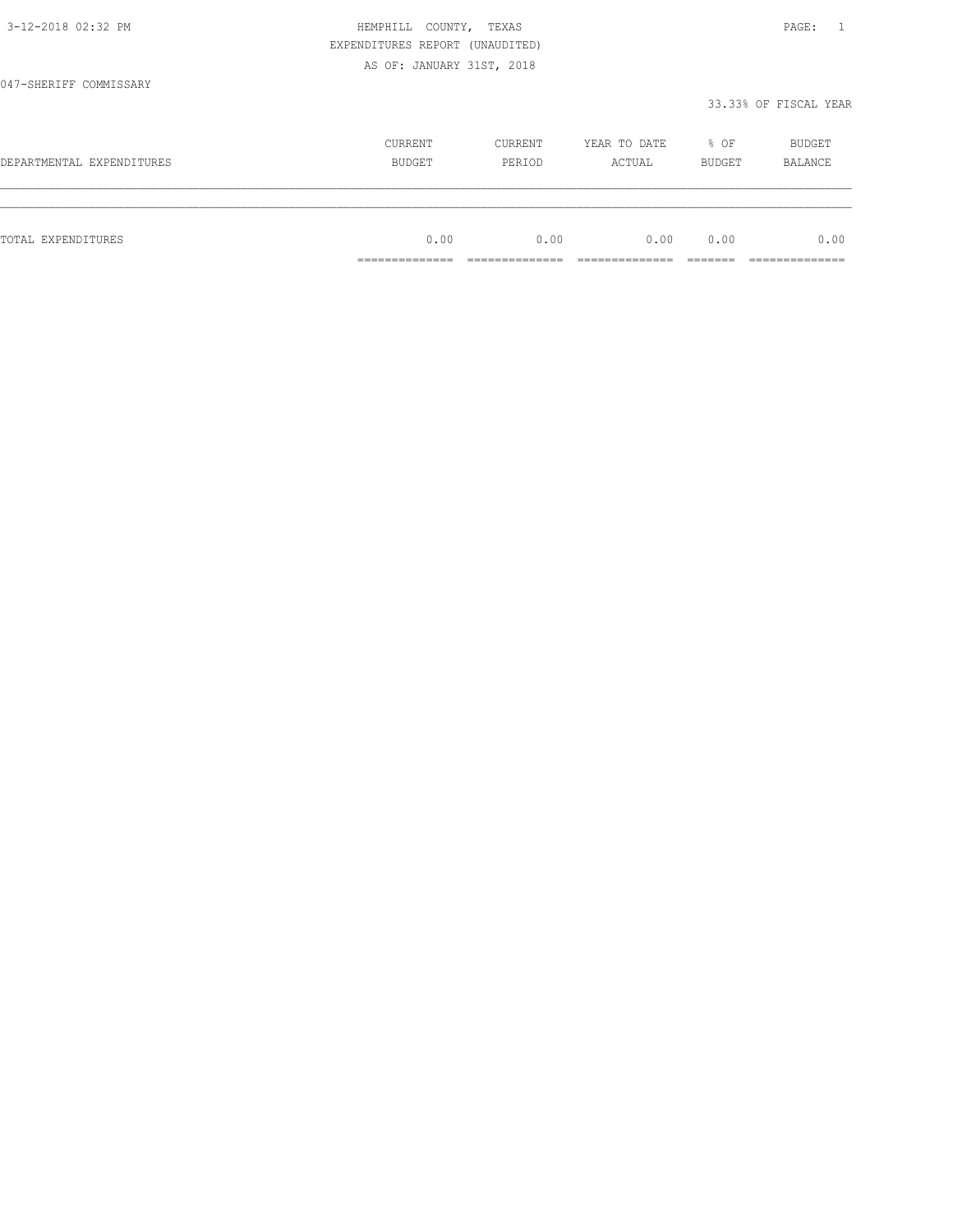HEMPHILL COUNTY, TEXAS
EXPENDITURES REPORT (UNAUDITED)
AS OF: JANUARY 31ST, 2018

047-SHERIFF COMMISSARY

33.33% OF FISCAL YEAR

| DEPARTMENTAL EXPENDITURES | CURRENT BUDGET | CURRENT PERIOD | YEAR TO DATE ACTUAL | % OF BUDGET | BUDGET BALANCE |
|---|---|---|---|---|---|
| TOTAL EXPENDITURES | 0.00 | 0.00 | 0.00 | 0.00 | 0.00 |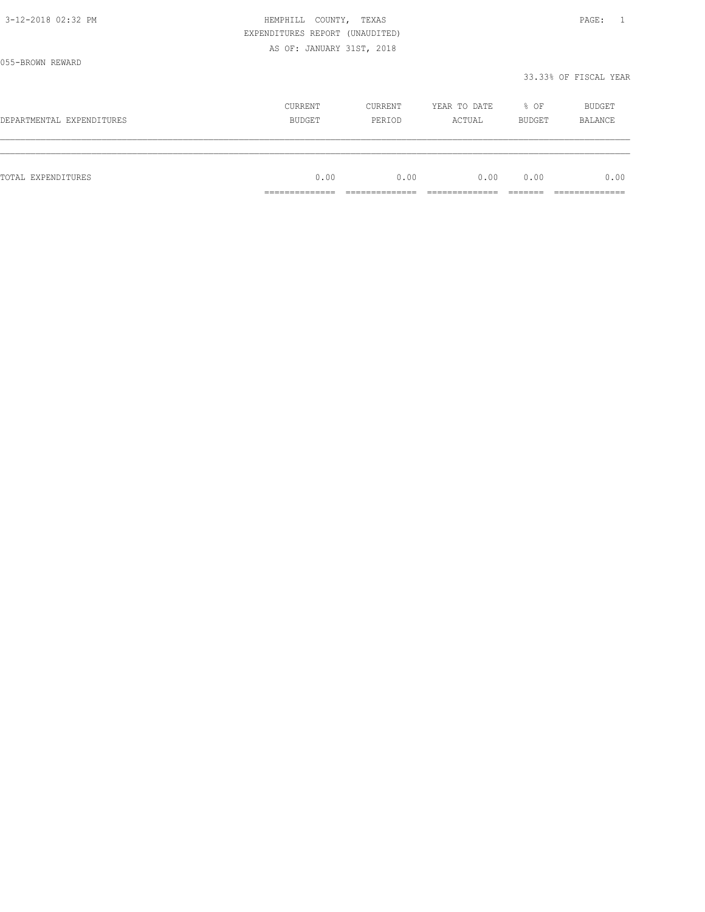HEMPHILL COUNTY, TEXAS
EXPENDITURES REPORT (UNAUDITED)
AS OF: JANUARY 31ST, 2018

055-BROWN REWARD

33.33% OF FISCAL YEAR

| DEPARTMENTAL EXPENDITURES | CURRENT BUDGET | CURRENT PERIOD | YEAR TO DATE ACTUAL | % OF BUDGET | BUDGET BALANCE |
|---|---|---|---|---|---|
| TOTAL EXPENDITURES | 0.00 | 0.00 | 0.00 | 0.00 | 0.00 |